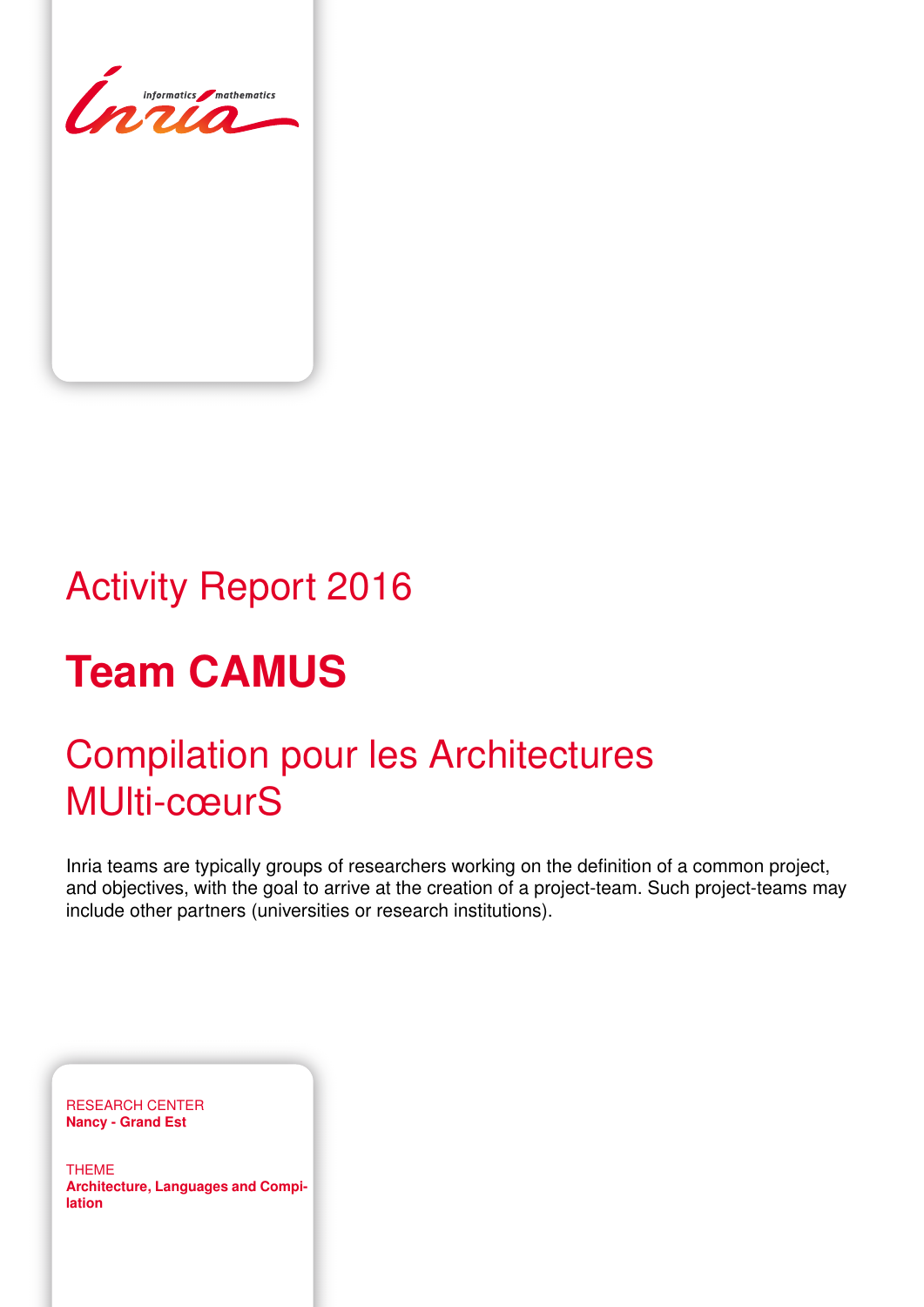Activity Report 2016

# Team CAMUS

## Compilation pour les Architectures MUlti-cœurS

Inria teams are typically groups of researchers working on the definition of a common project, and objectives, with the goal to arrive at the creation of a project-team. Such project-teams may include other partners (universities or research institutions).

RESEARCH CENTER
**Nancy - Grand Est**

THEME
**Architecture, Languages and Compilation**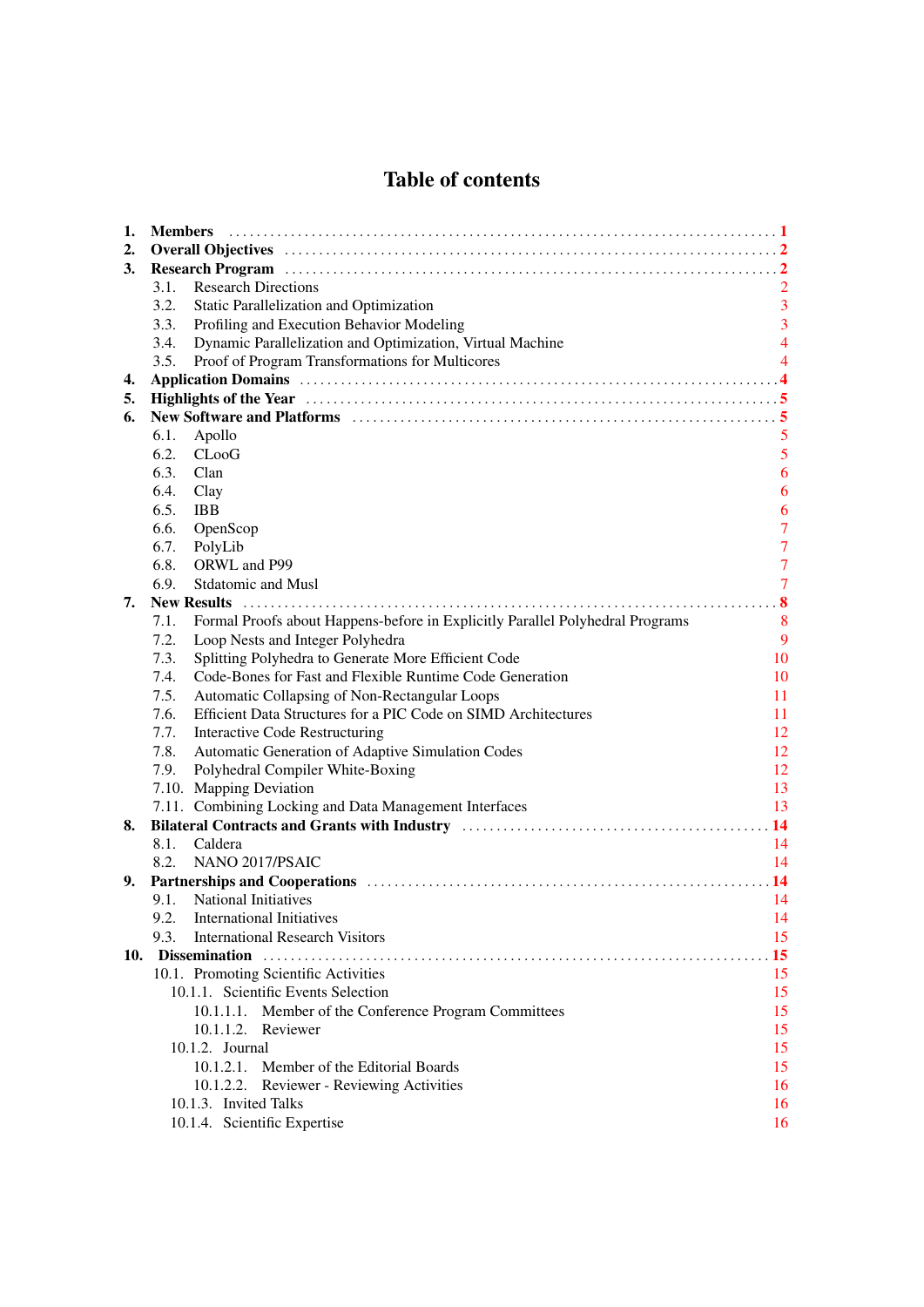# Table of contents

1. **Members** ........ 1
2. **Overall Objectives** ........ 2
3. **Research Program** ........ 2
   - 3.1. Research Directions 2
   - 3.2. Static Parallelization and Optimization 3
   - 3.3. Profiling and Execution Behavior Modeling 3
   - 3.4. Dynamic Parallelization and Optimization, Virtual Machine 4
   - 3.5. Proof of Program Transformations for Multicores 4
4. **Application Domains** ........ 4
5. **Highlights of the Year** ........ 5
6. **New Software and Platforms** ........ 5
   - 6.1. Apollo 5
   - 6.2. CLooG 5
   - 6.3. Clan 6
   - 6.4. Clay 6
   - 6.5. IBB 6
   - 6.6. OpenScop 7
   - 6.7. PolyLib 7
   - 6.8. ORWL and P99 7
   - 6.9. Stdatomic and Musl 7
7. **New Results** ........ 8
   - 7.1. Formal Proofs about Happens-before in Explicitly Parallel Polyhedral Programs 8
   - 7.2. Loop Nests and Integer Polyhedra 9
   - 7.3. Splitting Polyhedra to Generate More Efficient Code 10
   - 7.4. Code-Bones for Fast and Flexible Runtime Code Generation 10
   - 7.5. Automatic Collapsing of Non-Rectangular Loops 11
   - 7.6. Efficient Data Structures for a PIC Code on SIMD Architectures 11
   - 7.7. Interactive Code Restructuring 12
   - 7.8. Automatic Generation of Adaptive Simulation Codes 12
   - 7.9. Polyhedral Compiler White-Boxing 12
   - 7.10. Mapping Deviation 13
   - 7.11. Combining Locking and Data Management Interfaces 13
8. **Bilateral Contracts and Grants with Industry** ........ 14
   - 8.1. Caldera 14
   - 8.2. NANO 2017/PSAIC 14
9. **Partnerships and Cooperations** ........ 14
   - 9.1. National Initiatives 14
   - 9.2. International Initiatives 14
   - 9.3. International Research Visitors 15
10. **Dissemination** ........ 15
    - 10.1. Promoting Scientific Activities 15
      - 10.1.1. Scientific Events Selection 15
        - 10.1.1.1. Member of the Conference Program Committees 15
        - 10.1.1.2. Reviewer 15
      - 10.1.2. Journal 15
        - 10.1.2.1. Member of the Editorial Boards 15
        - 10.1.2.2. Reviewer - Reviewing Activities 16
      - 10.1.3. Invited Talks 16
      - 10.1.4. Scientific Expertise 16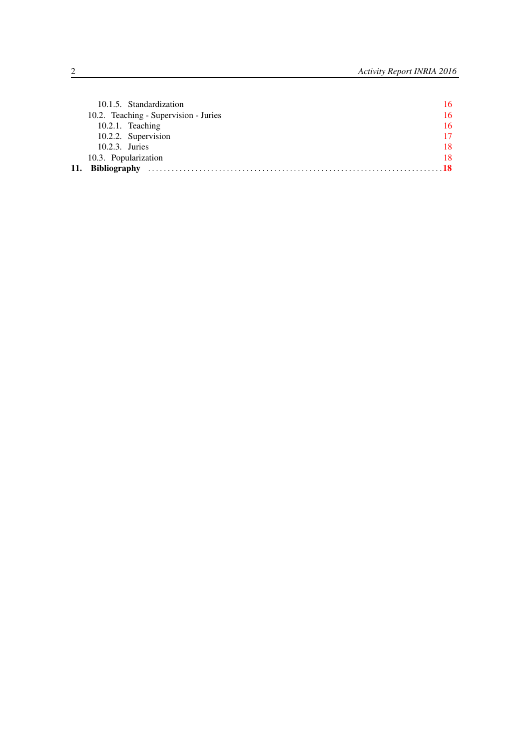10.1.5. Standardization 16
10.2. Teaching - Supervision - Juries 16
10.2.1. Teaching 16
10.2.2. Supervision 17
10.2.3. Juries 18
10.3. Popularization 18
**11. Bibliography** ........................................................................ **18**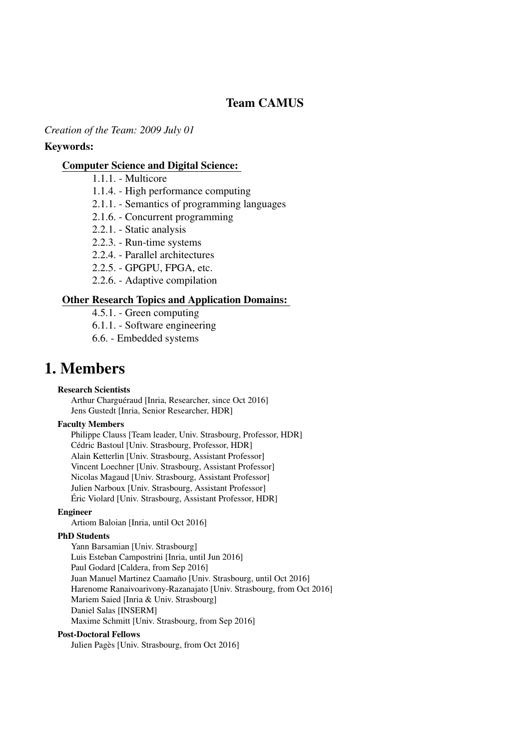## Team CAMUS

*Creation of the Team: 2009 July 01*

**Keywords:**

**Computer Science and Digital Science:**

- 1.1.1. - Multicore
- 1.1.4. - High performance computing
- 2.1.1. - Semantics of programming languages
- 2.1.6. - Concurrent programming
- 2.2.1. - Static analysis
- 2.2.3. - Run-time systems
- 2.2.4. - Parallel architectures
- 2.2.5. - GPGPU, FPGA, etc.
- 2.2.6. - Adaptive compilation

**Other Research Topics and Application Domains:**

- 4.5.1. - Green computing
- 6.1.1. - Software engineering
- 6.6. - Embedded systems

# 1. Members

**Research Scientists**

Arthur Charguéraud [Inria, Researcher, since Oct 2016]
Jens Gustedt [Inria, Senior Researcher, HDR]

**Faculty Members**

Philippe Clauss [Team leader, Univ. Strasbourg, Professor, HDR]
Cédric Bastoul [Univ. Strasbourg, Professor, HDR]
Alain Ketterlin [Univ. Strasbourg, Assistant Professor]
Vincent Loechner [Univ. Strasbourg, Assistant Professor]
Nicolas Magaud [Univ. Strasbourg, Assistant Professor]
Julien Narboux [Univ. Strasbourg, Assistant Professor]
Éric Violard [Univ. Strasbourg, Assistant Professor, HDR]

**Engineer**

Artiom Baloian [Inria, until Oct 2016]

**PhD Students**

Yann Barsamian [Univ. Strasbourg]
Luis Esteban Campostrini [Inria, until Jun 2016]
Paul Godard [Caldera, from Sep 2016]
Juan Manuel Martinez Caamaño [Univ. Strasbourg, until Oct 2016]
Harenome Ranaivoarivony-Razanajato [Univ. Strasbourg, from Oct 2016]
Mariem Saied [Inria & Univ. Strasbourg]
Daniel Salas [INSERM]
Maxime Schmitt [Univ. Strasbourg, from Sep 2016]

**Post-Doctoral Fellows**

Julien Pagès [Univ. Strasbourg, from Oct 2016]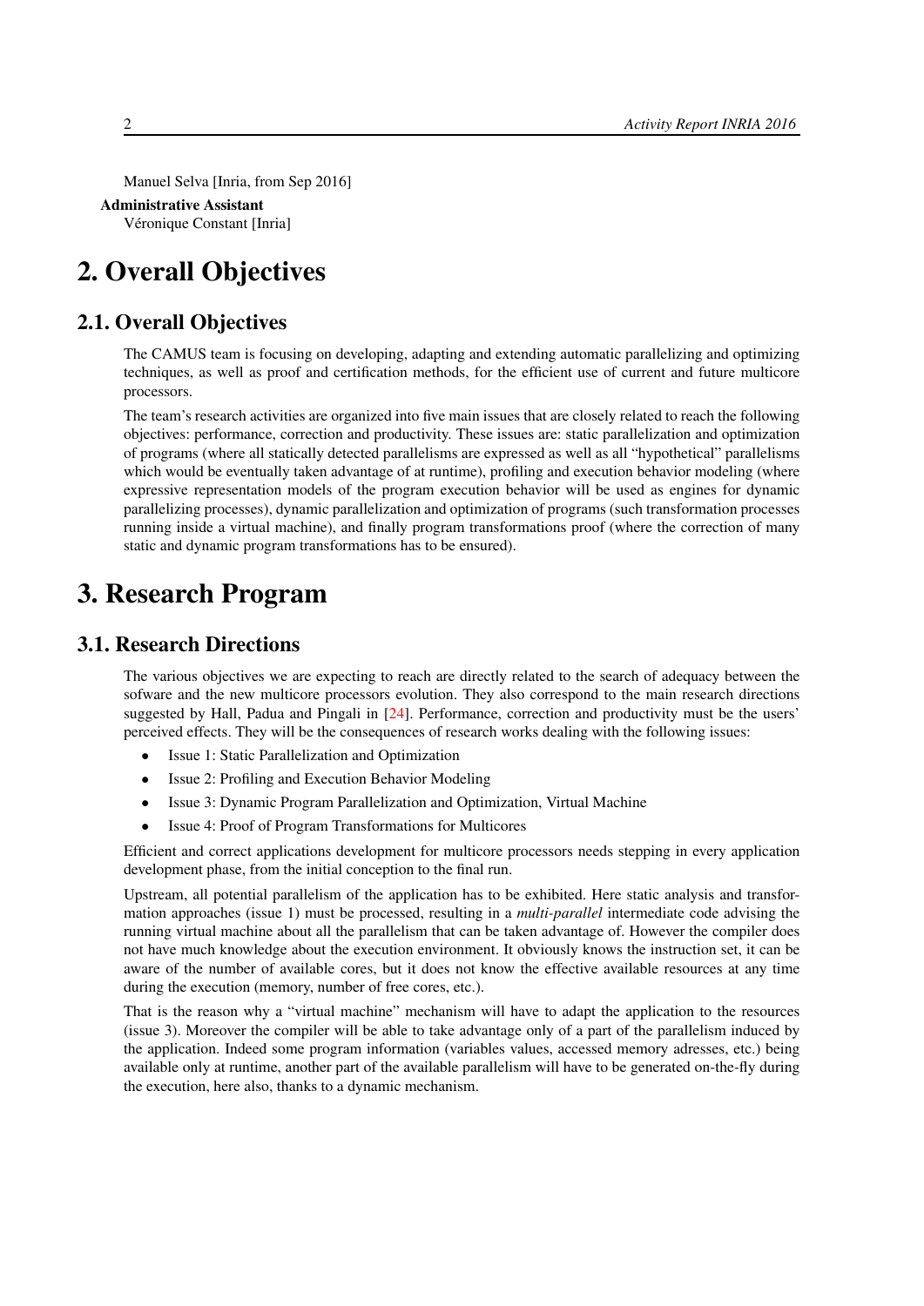Manuel Selva [Inria, from Sep 2016]

**Administrative Assistant**

Véronique Constant [Inria]

# 2. Overall Objectives

## 2.1. Overall Objectives

The CAMUS team is focusing on developing, adapting and extending automatic parallelizing and optimizing techniques, as well as proof and certification methods, for the efficient use of current and future multicore processors.

The team's research activities are organized into five main issues that are closely related to reach the following objectives: performance, correction and productivity. These issues are: static parallelization and optimization of programs (where all statically detected parallelisms are expressed as well as all "hypothetical" parallelisms which would be eventually taken advantage of at runtime), profiling and execution behavior modeling (where expressive representation models of the program execution behavior will be used as engines for dynamic parallelizing processes), dynamic parallelization and optimization of programs (such transformation processes running inside a virtual machine), and finally program transformations proof (where the correction of many static and dynamic program transformations has to be ensured).

# 3. Research Program

## 3.1. Research Directions

The various objectives we are expecting to reach are directly related to the search of adequacy between the sofware and the new multicore processors evolution. They also correspond to the main research directions suggested by Hall, Padua and Pingali in [24]. Performance, correction and productivity must be the users' perceived effects. They will be the consequences of research works dealing with the following issues:

- Issue 1: Static Parallelization and Optimization
- Issue 2: Profiling and Execution Behavior Modeling
- Issue 3: Dynamic Program Parallelization and Optimization, Virtual Machine
- Issue 4: Proof of Program Transformations for Multicores

Efficient and correct applications development for multicore processors needs stepping in every application development phase, from the initial conception to the final run.

Upstream, all potential parallelism of the application has to be exhibited. Here static analysis and transformation approaches (issue 1) must be processed, resulting in a *multi-parallel* intermediate code advising the running virtual machine about all the parallelism that can be taken advantage of. However the compiler does not have much knowledge about the execution environment. It obviously knows the instruction set, it can be aware of the number of available cores, but it does not know the effective available resources at any time during the execution (memory, number of free cores, etc.).

That is the reason why a "virtual machine" mechanism will have to adapt the application to the resources (issue 3). Moreover the compiler will be able to take advantage only of a part of the parallelism induced by the application. Indeed some program information (variables values, accessed memory adresses, etc.) being available only at runtime, another part of the available parallelism will have to be generated on-the-fly during the execution, here also, thanks to a dynamic mechanism.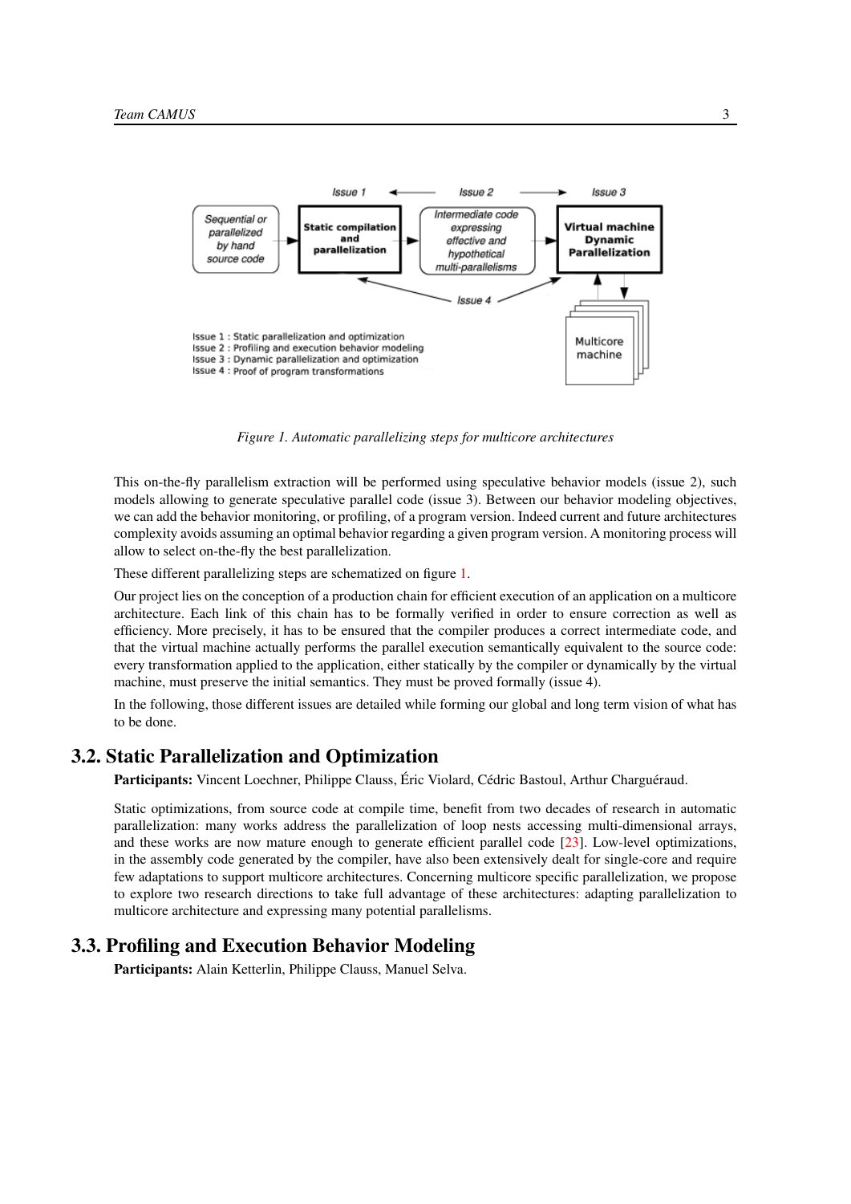Figure 1. Automatic parallelizing steps for multicore architectures

This on-the-fly parallelism extraction will be performed using speculative behavior models (issue 2), such models allowing to generate speculative parallel code (issue 3). Between our behavior modeling objectives, we can add the behavior monitoring, or profiling, of a program version. Indeed current and future architectures complexity avoids assuming an optimal behavior regarding a given program version. A monitoring process will allow to select on-the-fly the best parallelization.

These different parallelizing steps are schematized on figure 1.

Our project lies on the conception of a production chain for efficient execution of an application on a multicore architecture. Each link of this chain has to be formally verified in order to ensure correction as well as efficiency. More precisely, it has to be ensured that the compiler produces a correct intermediate code, and that the virtual machine actually performs the parallel execution semantically equivalent to the source code: every transformation applied to the application, either statically by the compiler or dynamically by the virtual machine, must preserve the initial semantics. They must be proved formally (issue 4).

In the following, those different issues are detailed while forming our global and long term vision of what has to be done.

## 3.2. Static Parallelization and Optimization

**Participants:** Vincent Loechner, Philippe Clauss, Éric Violard, Cédric Bastoul, Arthur Charguéraud.

Static optimizations, from source code at compile time, benefit from two decades of research in automatic parallelization: many works address the parallelization of loop nests accessing multi-dimensional arrays, and these works are now mature enough to generate efficient parallel code [23]. Low-level optimizations, in the assembly code generated by the compiler, have also been extensively dealt for single-core and require few adaptations to support multicore architectures. Concerning multicore specific parallelization, we propose to explore two research directions to take full advantage of these architectures: adapting parallelization to multicore architecture and expressing many potential parallelisms.

## 3.3. Profiling and Execution Behavior Modeling

**Participants:** Alain Ketterlin, Philippe Clauss, Manuel Selva.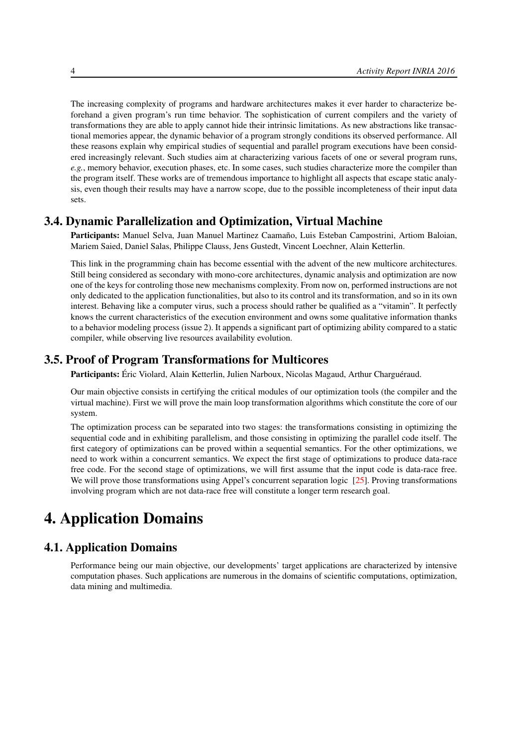The increasing complexity of programs and hardware architectures makes it ever harder to characterize beforehand a given program's run time behavior. The sophistication of current compilers and the variety of transformations they are able to apply cannot hide their intrinsic limitations. As new abstractions like transactional memories appear, the dynamic behavior of a program strongly conditions its observed performance. All these reasons explain why empirical studies of sequential and parallel program executions have been considered increasingly relevant. Such studies aim at characterizing various facets of one or several program runs, *e.g.*, memory behavior, execution phases, etc. In some cases, such studies characterize more the compiler than the program itself. These works are of tremendous importance to highlight all aspects that escape static analysis, even though their results may have a narrow scope, due to the possible incompleteness of their input data sets.

## 3.4. Dynamic Parallelization and Optimization, Virtual Machine

**Participants:** Manuel Selva, Juan Manuel Martinez Caamaño, Luis Esteban Campostrini, Artiom Baloian, Mariem Saied, Daniel Salas, Philippe Clauss, Jens Gustedt, Vincent Loechner, Alain Ketterlin.

This link in the programming chain has become essential with the advent of the new multicore architectures. Still being considered as secondary with mono-core architectures, dynamic analysis and optimization are now one of the keys for controling those new mechanisms complexity. From now on, performed instructions are not only dedicated to the application functionalities, but also to its control and its transformation, and so in its own interest. Behaving like a computer virus, such a process should rather be qualified as a "vitamin". It perfectly knows the current characteristics of the execution environment and owns some qualitative information thanks to a behavior modeling process (issue 2). It appends a significant part of optimizing ability compared to a static compiler, while observing live resources availability evolution.

## 3.5. Proof of Program Transformations for Multicores

**Participants:** Éric Violard, Alain Ketterlin, Julien Narboux, Nicolas Magaud, Arthur Charguéraud.

Our main objective consists in certifying the critical modules of our optimization tools (the compiler and the virtual machine). First we will prove the main loop transformation algorithms which constitute the core of our system.

The optimization process can be separated into two stages: the transformations consisting in optimizing the sequential code and in exhibiting parallelism, and those consisting in optimizing the parallel code itself. The first category of optimizations can be proved within a sequential semantics. For the other optimizations, we need to work within a concurrent semantics. We expect the first stage of optimizations to produce data-race free code. For the second stage of optimizations, we will first assume that the input code is data-race free. We will prove those transformations using Appel's concurrent separation logic [25]. Proving transformations involving program which are not data-race free will constitute a longer term research goal.

# 4. Application Domains

## 4.1. Application Domains

Performance being our main objective, our developments' target applications are characterized by intensive computation phases. Such applications are numerous in the domains of scientific computations, optimization, data mining and multimedia.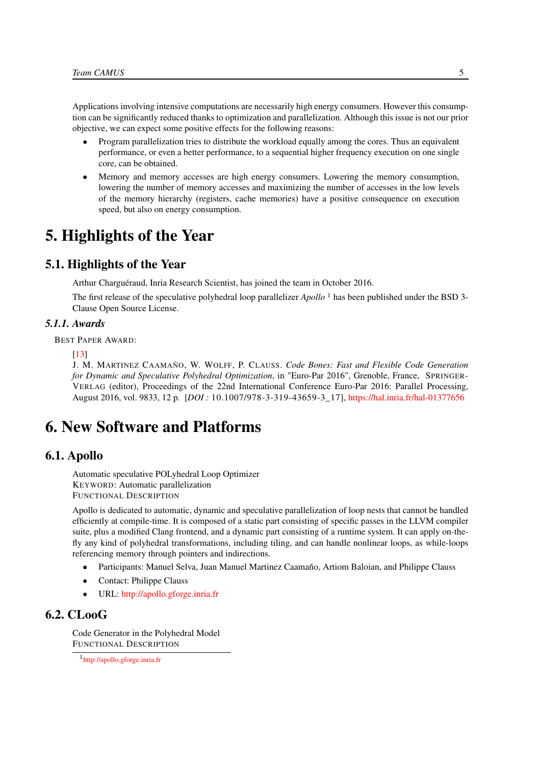Applications involving intensive computations are necessarily high energy consumers. However this consumption can be significantly reduced thanks to optimization and parallelization. Although this issue is not our prior objective, we can expect some positive effects for the following reasons:

- Program parallelization tries to distribute the workload equally among the cores. Thus an equivalent performance, or even a better performance, to a sequential higher frequency execution on one single core, can be obtained.
- Memory and memory accesses are high energy consumers. Lowering the memory consumption, lowering the number of memory accesses and maximizing the number of accesses in the low levels of the memory hierarchy (registers, cache memories) have a positive consequence on execution speed, but also on energy consumption.

# 5. Highlights of the Year

## 5.1. Highlights of the Year

Arthur Charguéraud, Inria Research Scientist, has joined the team in October 2016.

The first release of the speculative polyhedral loop parallelizer *Apollo* [1] has been published under the BSD 3-Clause Open Source License.

### 5.1.1. Awards

BEST PAPER AWARD:

[13]
J. M. MARTINEZ CAAMAÑO, W. WOLFF, P. CLAUSS. *Code Bones: Fast and Flexible Code Generation for Dynamic and Speculative Polyhedral Optimization*, in "Euro-Par 2016", Grenoble, France, SPRINGER-VERLAG (editor), Proceedings of the 22nd International Conference Euro-Par 2016: Parallel Processing, August 2016, vol. 9833, 12 p. [*DOI :* 10.1007/978-3-319-43659-3_17], https://hal.inria.fr/hal-01377656

# 6. New Software and Platforms

## 6.1. Apollo

Automatic speculative POLyhedral Loop Optimizer
KEYWORD: Automatic parallelization
FUNCTIONAL DESCRIPTION

Apollo is dedicated to automatic, dynamic and speculative parallelization of loop nests that cannot be handled efficiently at compile-time. It is composed of a static part consisting of specific passes in the LLVM compiler suite, plus a modified Clang frontend, and a dynamic part consisting of a runtime system. It can apply on-the-fly any kind of polyhedral transformations, including tiling, and can handle nonlinear loops, as while-loops referencing memory through pointers and indirections.

- Participants: Manuel Selva, Juan Manuel Martinez Caamaño, Artiom Baloian, and Philippe Clauss
- Contact: Philippe Clauss
- URL: http://apollo.gforge.inria.fr

## 6.2. CLooG

Code Generator in the Polyhedral Model
FUNCTIONAL DESCRIPTION

[1] http://apollo.gforge.inria.fr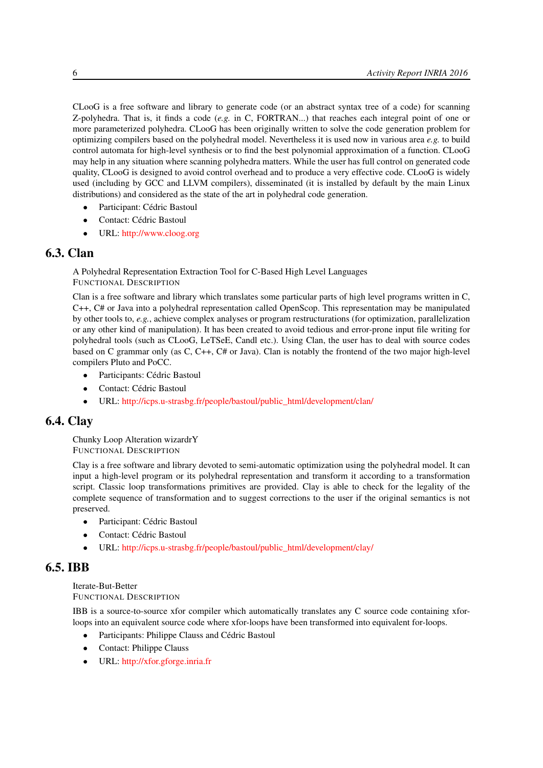CLooG is a free software and library to generate code (or an abstract syntax tree of a code) for scanning Z-polyhedra. That is, it finds a code (*e.g.* in C, FORTRAN...) that reaches each integral point of one or more parameterized polyhedra. CLooG has been originally written to solve the code generation problem for optimizing compilers based on the polyhedral model. Nevertheless it is used now in various area *e.g.* to build control automata for high-level synthesis or to find the best polynomial approximation of a function. CLooG may help in any situation where scanning polyhedra matters. While the user has full control on generated code quality, CLooG is designed to avoid control overhead and to produce a very effective code. CLooG is widely used (including by GCC and LLVM compilers), disseminated (it is installed by default by the main Linux distributions) and considered as the state of the art in polyhedral code generation.

- Participant: Cédric Bastoul
- Contact: Cédric Bastoul
- URL: http://www.cloog.org

## 6.3. Clan

A Polyhedral Representation Extraction Tool for C-Based High Level Languages

FUNCTIONAL DESCRIPTION

Clan is a free software and library which translates some particular parts of high level programs written in C, C++, C# or Java into a polyhedral representation called OpenScop. This representation may be manipulated by other tools to, *e.g.*, achieve complex analyses or program restructurations (for optimization, parallelization or any other kind of manipulation). It has been created to avoid tedious and error-prone input file writing for polyhedral tools (such as CLooG, LeTSeE, Candl etc.). Using Clan, the user has to deal with source codes based on C grammar only (as C, C++, C# or Java). Clan is notably the frontend of the two major high-level compilers Pluto and PoCC.

- Participants: Cédric Bastoul
- Contact: Cédric Bastoul
- URL: http://icps.u-strasbg.fr/people/bastoul/public_html/development/clan/

## 6.4. Clay

Chunky Loop Alteration wizardrY

FUNCTIONAL DESCRIPTION

Clay is a free software and library devoted to semi-automatic optimization using the polyhedral model. It can input a high-level program or its polyhedral representation and transform it according to a transformation script. Classic loop transformations primitives are provided. Clay is able to check for the legality of the complete sequence of transformation and to suggest corrections to the user if the original semantics is not preserved.

- Participant: Cédric Bastoul
- Contact: Cédric Bastoul
- URL: http://icps.u-strasbg.fr/people/bastoul/public_html/development/clay/

## 6.5. IBB

Iterate-But-Better

FUNCTIONAL DESCRIPTION

IBB is a source-to-source xfor compiler which automatically translates any C source code containing xfor-loops into an equivalent source code where xfor-loops have been transformed into equivalent for-loops.

- Participants: Philippe Clauss and Cédric Bastoul
- Contact: Philippe Clauss
- URL: http://xfor.gforge.inria.fr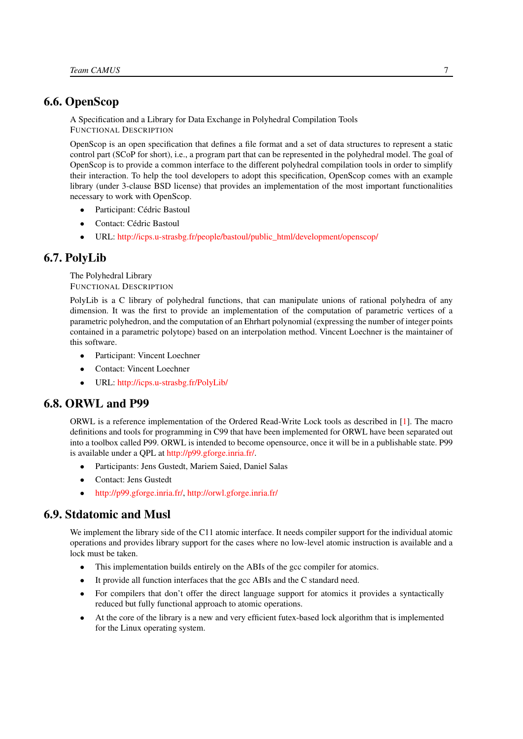## 6.6. OpenScop

A Specification and a Library for Data Exchange in Polyhedral Compilation Tools

FUNCTIONAL DESCRIPTION

OpenScop is an open specification that defines a file format and a set of data structures to represent a static control part (SCoP for short), i.e., a program part that can be represented in the polyhedral model. The goal of OpenScop is to provide a common interface to the different polyhedral compilation tools in order to simplify their interaction. To help the tool developers to adopt this specification, OpenScop comes with an example library (under 3-clause BSD license) that provides an implementation of the most important functionalities necessary to work with OpenScop.

- Participant: Cédric Bastoul
- Contact: Cédric Bastoul
- URL: http://icps.u-strasbg.fr/people/bastoul/public_html/development/openscop/

## 6.7. PolyLib

The Polyhedral Library

FUNCTIONAL DESCRIPTION

PolyLib is a C library of polyhedral functions, that can manipulate unions of rational polyhedra of any dimension. It was the first to provide an implementation of the computation of parametric vertices of a parametric polyhedron, and the computation of an Ehrhart polynomial (expressing the number of integer points contained in a parametric polytope) based on an interpolation method. Vincent Loechner is the maintainer of this software.

- Participant: Vincent Loechner
- Contact: Vincent Loechner
- URL: http://icps.u-strasbg.fr/PolyLib/

## 6.8. ORWL and P99

ORWL is a reference implementation of the Ordered Read-Write Lock tools as described in [1]. The macro definitions and tools for programming in C99 that have been implemented for ORWL have been separated out into a toolbox called P99. ORWL is intended to become opensource, once it will be in a publishable state. P99 is available under a QPL at http://p99.gforge.inria.fr/.

- Participants: Jens Gustedt, Mariem Saied, Daniel Salas
- Contact: Jens Gustedt
- http://p99.gforge.inria.fr/, http://orwl.gforge.inria.fr/

## 6.9. Stdatomic and Musl

We implement the library side of the C11 atomic interface. It needs compiler support for the individual atomic operations and provides library support for the cases where no low-level atomic instruction is available and a lock must be taken.

- This implementation builds entirely on the ABIs of the gcc compiler for atomics.
- It provide all function interfaces that the gcc ABIs and the C standard need.
- For compilers that don't offer the direct language support for atomics it provides a syntactically reduced but fully functional approach to atomic operations.
- At the core of the library is a new and very efficient futex-based lock algorithm that is implemented for the Linux operating system.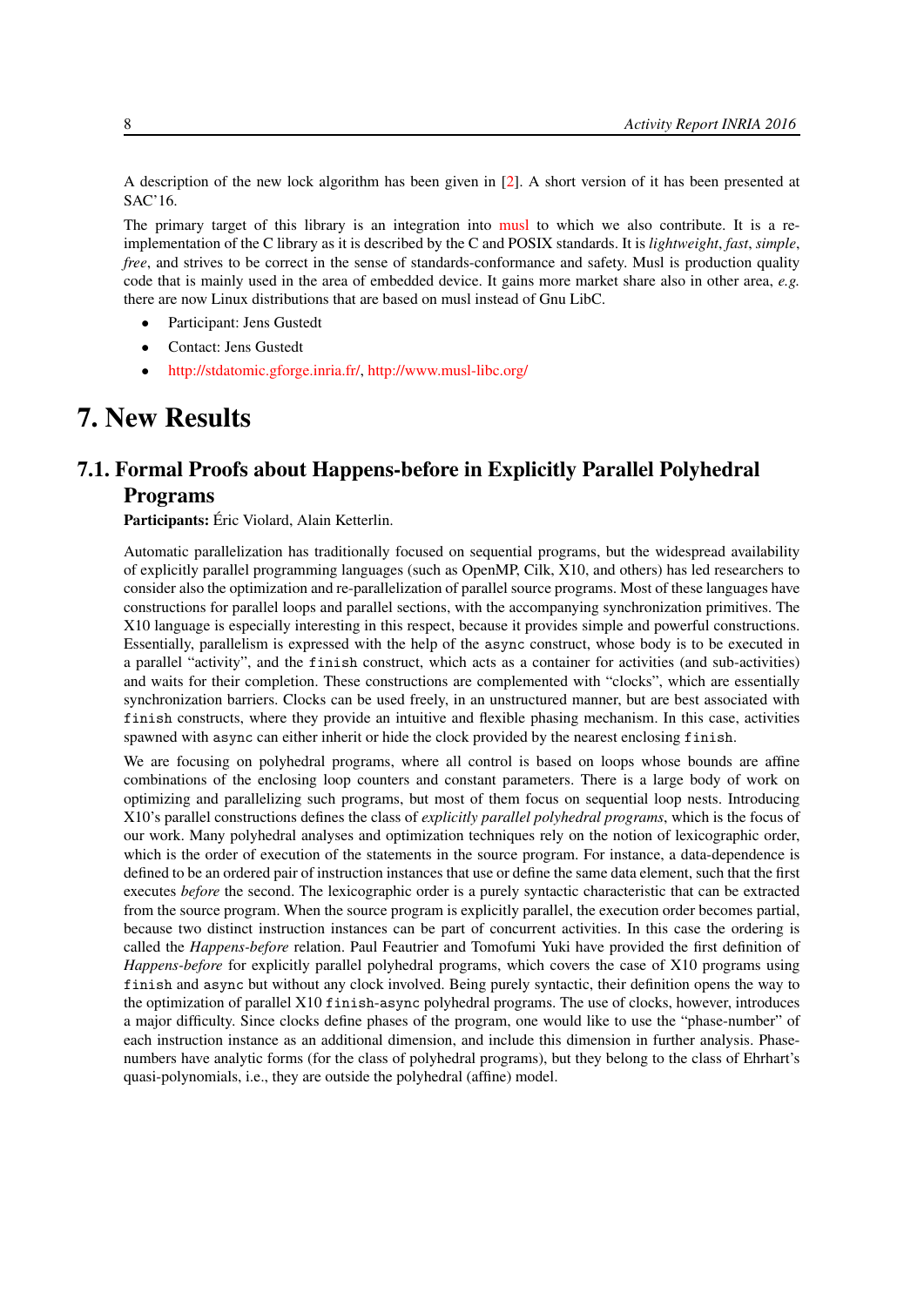A description of the new lock algorithm has been given in [2]. A short version of it has been presented at SAC'16.

The primary target of this library is an integration into musl to which we also contribute. It is a re-implementation of the C library as it is described by the C and POSIX standards. It is *lightweight*, *fast*, *simple*, *free*, and strives to be correct in the sense of standards-conformance and safety. Musl is production quality code that is mainly used in the area of embedded device. It gains more market share also in other area, *e.g.* there are now Linux distributions that are based on musl instead of Gnu LibC.

- Participant: Jens Gustedt
- Contact: Jens Gustedt
- http://stdatomic.gforge.inria.fr/, http://www.musl-libc.org/

# 7. New Results

## 7.1. Formal Proofs about Happens-before in Explicitly Parallel Polyhedral Programs

**Participants:** Éric Violard, Alain Ketterlin.

Automatic parallelization has traditionally focused on sequential programs, but the widespread availability of explicitly parallel programming languages (such as OpenMP, Cilk, X10, and others) has led researchers to consider also the optimization and re-parallelization of parallel source programs. Most of these languages have constructions for parallel loops and parallel sections, with the accompanying synchronization primitives. The X10 language is especially interesting in this respect, because it provides simple and powerful constructions. Essentially, parallelism is expressed with the help of the `async` construct, whose body is to be executed in a parallel "activity", and the `finish` construct, which acts as a container for activities (and sub-activities) and waits for their completion. These constructions are complemented with "clocks", which are essentially synchronization barriers. Clocks can be used freely, in an unstructured manner, but are best associated with `finish` constructs, where they provide an intuitive and flexible phasing mechanism. In this case, activities spawned with `async` can either inherit or hide the clock provided by the nearest enclosing `finish`.

We are focusing on polyhedral programs, where all control is based on loops whose bounds are affine combinations of the enclosing loop counters and constant parameters. There is a large body of work on optimizing and parallelizing such programs, but most of them focus on sequential loop nests. Introducing X10's parallel constructions defines the class of *explicitly parallel polyhedral programs*, which is the focus of our work. Many polyhedral analyses and optimization techniques rely on the notion of lexicographic order, which is the order of execution of the statements in the source program. For instance, a data-dependence is defined to be an ordered pair of instruction instances that use or define the same data element, such that the first executes *before* the second. The lexicographic order is a purely syntactic characteristic that can be extracted from the source program. When the source program is explicitly parallel, the execution order becomes partial, because two distinct instruction instances can be part of concurrent activities. In this case the ordering is called the *Happens-before* relation. Paul Feautrier and Tomofumi Yuki have provided the first definition of *Happens-before* for explicitly parallel polyhedral programs, which covers the case of X10 programs using `finish` and `async` but without any clock involved. Being purely syntactic, their definition opens the way to the optimization of parallel X10 `finish`-`async` polyhedral programs. The use of clocks, however, introduces a major difficulty. Since clocks define phases of the program, one would like to use the "phase-number" of each instruction instance as an additional dimension, and include this dimension in further analysis. Phase-numbers have analytic forms (for the class of polyhedral programs), but they belong to the class of Ehrhart's quasi-polynomials, i.e., they are outside the polyhedral (affine) model.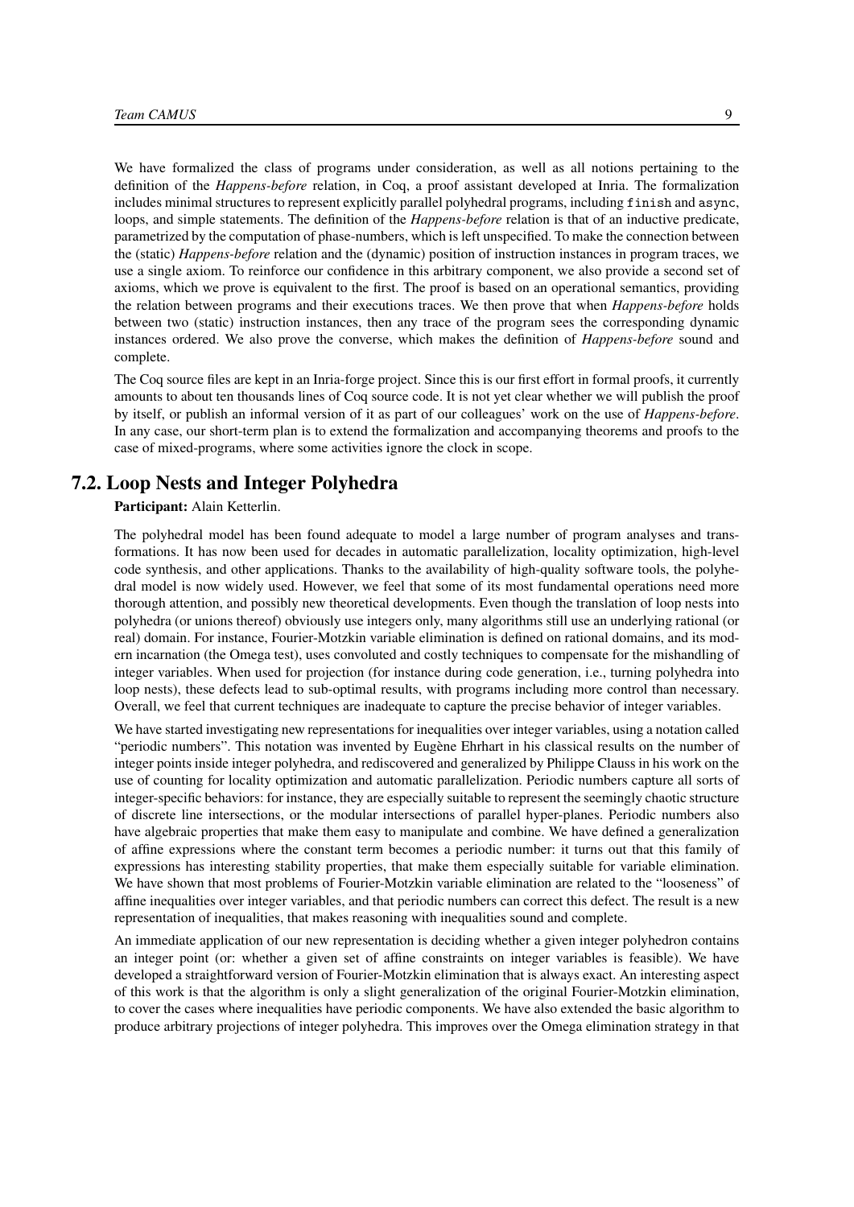We have formalized the class of programs under consideration, as well as all notions pertaining to the definition of the *Happens-before* relation, in Coq, a proof assistant developed at Inria. The formalization includes minimal structures to represent explicitly parallel polyhedral programs, including `finish` and `async`, loops, and simple statements. The definition of the *Happens-before* relation is that of an inductive predicate, parametrized by the computation of phase-numbers, which is left unspecified. To make the connection between the (static) *Happens-before* relation and the (dynamic) position of instruction instances in program traces, we use a single axiom. To reinforce our confidence in this arbitrary component, we also provide a second set of axioms, which we prove is equivalent to the first. The proof is based on an operational semantics, providing the relation between programs and their executions traces. We then prove that when *Happens-before* holds between two (static) instruction instances, then any trace of the program sees the corresponding dynamic instances ordered. We also prove the converse, which makes the definition of *Happens-before* sound and complete.

The Coq source files are kept in an Inria-forge project. Since this is our first effort in formal proofs, it currently amounts to about ten thousands lines of Coq source code. It is not yet clear whether we will publish the proof by itself, or publish an informal version of it as part of our colleagues' work on the use of *Happens-before*. In any case, our short-term plan is to extend the formalization and accompanying theorems and proofs to the case of mixed-programs, where some activities ignore the clock in scope.

## 7.2. Loop Nests and Integer Polyhedra

**Participant:** Alain Ketterlin.

The polyhedral model has been found adequate to model a large number of program analyses and transformations. It has now been used for decades in automatic parallelization, locality optimization, high-level code synthesis, and other applications. Thanks to the availability of high-quality software tools, the polyhedral model is now widely used. However, we feel that some of its most fundamental operations need more thorough attention, and possibly new theoretical developments. Even though the translation of loop nests into polyhedra (or unions thereof) obviously use integers only, many algorithms still use an underlying rational (or real) domain. For instance, Fourier-Motzkin variable elimination is defined on rational domains, and its modern incarnation (the Omega test), uses convoluted and costly techniques to compensate for the mishandling of integer variables. When used for projection (for instance during code generation, i.e., turning polyhedra into loop nests), these defects lead to sub-optimal results, with programs including more control than necessary. Overall, we feel that current techniques are inadequate to capture the precise behavior of integer variables.

We have started investigating new representations for inequalities over integer variables, using a notation called "periodic numbers". This notation was invented by Eugène Ehrhart in his classical results on the number of integer points inside integer polyhedra, and rediscovered and generalized by Philippe Clauss in his work on the use of counting for locality optimization and automatic parallelization. Periodic numbers capture all sorts of integer-specific behaviors: for instance, they are especially suitable to represent the seemingly chaotic structure of discrete line intersections, or the modular intersections of parallel hyper-planes. Periodic numbers also have algebraic properties that make them easy to manipulate and combine. We have defined a generalization of affine expressions where the constant term becomes a periodic number: it turns out that this family of expressions has interesting stability properties, that make them especially suitable for variable elimination. We have shown that most problems of Fourier-Motzkin variable elimination are related to the "looseness" of affine inequalities over integer variables, and that periodic numbers can correct this defect. The result is a new representation of inequalities, that makes reasoning with inequalities sound and complete.

An immediate application of our new representation is deciding whether a given integer polyhedron contains an integer point (or: whether a given set of affine constraints on integer variables is feasible). We have developed a straightforward version of Fourier-Motzkin elimination that is always exact. An interesting aspect of this work is that the algorithm is only a slight generalization of the original Fourier-Motzkin elimination, to cover the cases where inequalities have periodic components. We have also extended the basic algorithm to produce arbitrary projections of integer polyhedra. This improves over the Omega elimination strategy in that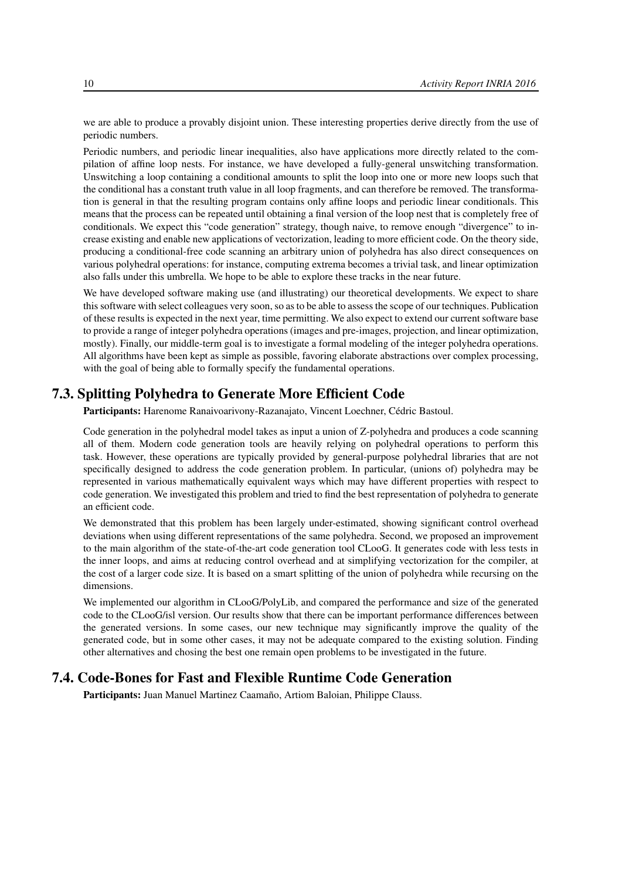we are able to produce a provably disjoint union. These interesting properties derive directly from the use of periodic numbers.

Periodic numbers, and periodic linear inequalities, also have applications more directly related to the compilation of affine loop nests. For instance, we have developed a fully-general unswitching transformation. Unswitching a loop containing a conditional amounts to split the loop into one or more new loops such that the conditional has a constant truth value in all loop fragments, and can therefore be removed. The transformation is general in that the resulting program contains only affine loops and periodic linear conditionals. This means that the process can be repeated until obtaining a final version of the loop nest that is completely free of conditionals. We expect this "code generation" strategy, though naive, to remove enough "divergence" to increase existing and enable new applications of vectorization, leading to more efficient code. On the theory side, producing a conditional-free code scanning an arbitrary union of polyhedra has also direct consequences on various polyhedral operations: for instance, computing extrema becomes a trivial task, and linear optimization also falls under this umbrella. We hope to be able to explore these tracks in the near future.

We have developed software making use (and illustrating) our theoretical developments. We expect to share this software with select colleagues very soon, so as to be able to assess the scope of our techniques. Publication of these results is expected in the next year, time permitting. We also expect to extend our current software base to provide a range of integer polyhedra operations (images and pre-images, projection, and linear optimization, mostly). Finally, our middle-term goal is to investigate a formal modeling of the integer polyhedra operations. All algorithms have been kept as simple as possible, favoring elaborate abstractions over complex processing, with the goal of being able to formally specify the fundamental operations.

## 7.3. Splitting Polyhedra to Generate More Efficient Code

**Participants:** Harenome Ranaivoarivony-Razanajato, Vincent Loechner, Cédric Bastoul.

Code generation in the polyhedral model takes as input a union of Z-polyhedra and produces a code scanning all of them. Modern code generation tools are heavily relying on polyhedral operations to perform this task. However, these operations are typically provided by general-purpose polyhedral libraries that are not specifically designed to address the code generation problem. In particular, (unions of) polyhedra may be represented in various mathematically equivalent ways which may have different properties with respect to code generation. We investigated this problem and tried to find the best representation of polyhedra to generate an efficient code.

We demonstrated that this problem has been largely under-estimated, showing significant control overhead deviations when using different representations of the same polyhedra. Second, we proposed an improvement to the main algorithm of the state-of-the-art code generation tool CLooG. It generates code with less tests in the inner loops, and aims at reducing control overhead and at simplifying vectorization for the compiler, at the cost of a larger code size. It is based on a smart splitting of the union of polyhedra while recursing on the dimensions.

We implemented our algorithm in CLooG/PolyLib, and compared the performance and size of the generated code to the CLooG/isl version. Our results show that there can be important performance differences between the generated versions. In some cases, our new technique may significantly improve the quality of the generated code, but in some other cases, it may not be adequate compared to the existing solution. Finding other alternatives and chosing the best one remain open problems to be investigated in the future.

## 7.4. Code-Bones for Fast and Flexible Runtime Code Generation

**Participants:** Juan Manuel Martinez Caamaño, Artiom Baloian, Philippe Clauss.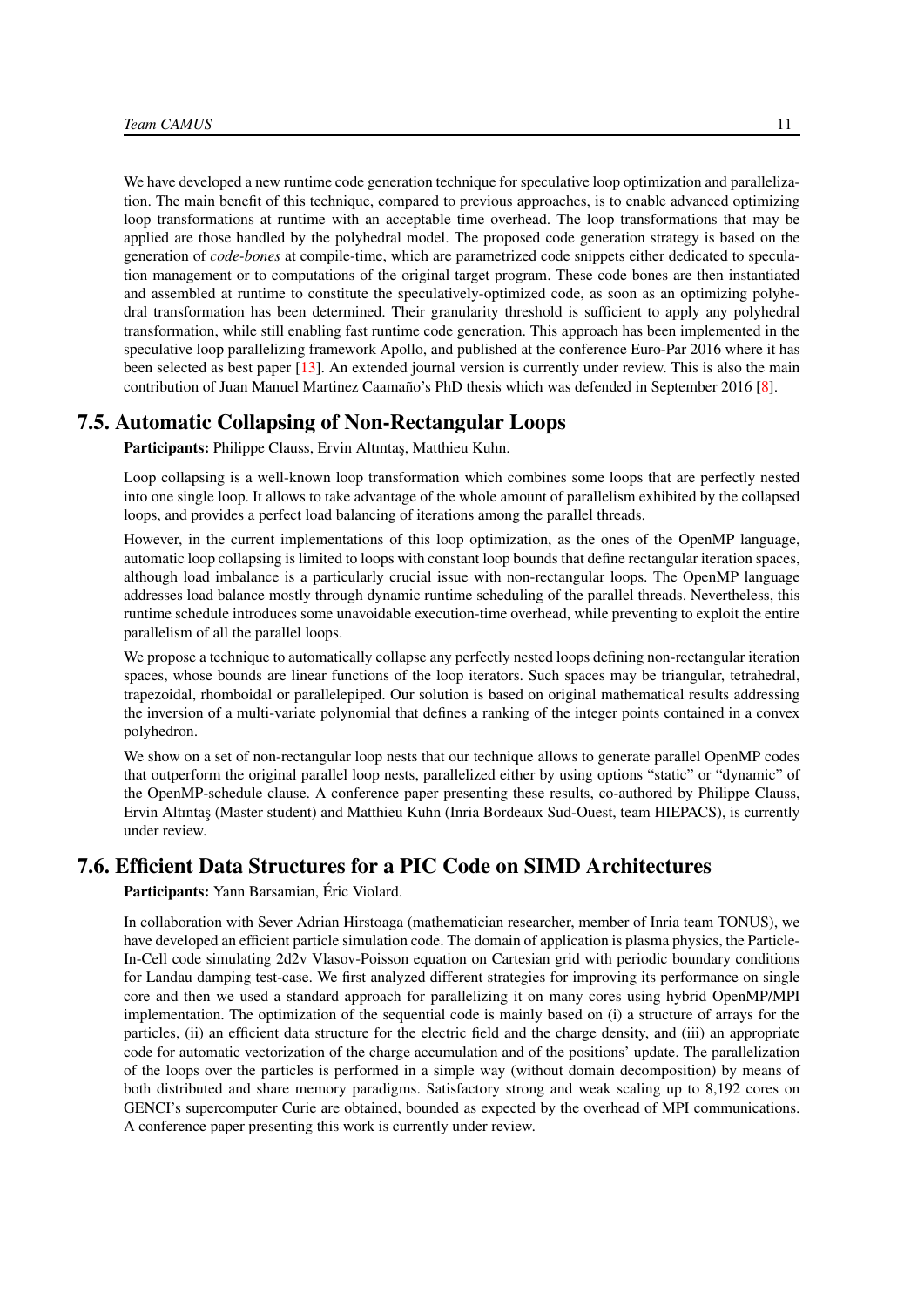We have developed a new runtime code generation technique for speculative loop optimization and parallelization. The main benefit of this technique, compared to previous approaches, is to enable advanced optimizing loop transformations at runtime with an acceptable time overhead. The loop transformations that may be applied are those handled by the polyhedral model. The proposed code generation strategy is based on the generation of *code-bones* at compile-time, which are parametrized code snippets either dedicated to speculation management or to computations of the original target program. These code bones are then instantiated and assembled at runtime to constitute the speculatively-optimized code, as soon as an optimizing polyhedral transformation has been determined. Their granularity threshold is sufficient to apply any polyhedral transformation, while still enabling fast runtime code generation. This approach has been implemented in the speculative loop parallelizing framework Apollo, and published at the conference Euro-Par 2016 where it has been selected as best paper [13]. An extended journal version is currently under review. This is also the main contribution of Juan Manuel Martinez Caamaño's PhD thesis which was defended in September 2016 [8].

## 7.5. Automatic Collapsing of Non-Rectangular Loops

**Participants:** Philippe Clauss, Ervin Altıntaş, Matthieu Kuhn.

Loop collapsing is a well-known loop transformation which combines some loops that are perfectly nested into one single loop. It allows to take advantage of the whole amount of parallelism exhibited by the collapsed loops, and provides a perfect load balancing of iterations among the parallel threads.

However, in the current implementations of this loop optimization, as the ones of the OpenMP language, automatic loop collapsing is limited to loops with constant loop bounds that define rectangular iteration spaces, although load imbalance is a particularly crucial issue with non-rectangular loops. The OpenMP language addresses load balance mostly through dynamic runtime scheduling of the parallel threads. Nevertheless, this runtime schedule introduces some unavoidable execution-time overhead, while preventing to exploit the entire parallelism of all the parallel loops.

We propose a technique to automatically collapse any perfectly nested loops defining non-rectangular iteration spaces, whose bounds are linear functions of the loop iterators. Such spaces may be triangular, tetrahedral, trapezoidal, rhomboidal or parallelepiped. Our solution is based on original mathematical results addressing the inversion of a multi-variate polynomial that defines a ranking of the integer points contained in a convex polyhedron.

We show on a set of non-rectangular loop nests that our technique allows to generate parallel OpenMP codes that outperform the original parallel loop nests, parallelized either by using options "static" or "dynamic" of the OpenMP-schedule clause. A conference paper presenting these results, co-authored by Philippe Clauss, Ervin Altıntaş (Master student) and Matthieu Kuhn (Inria Bordeaux Sud-Ouest, team HIEPACS), is currently under review.

## 7.6. Efficient Data Structures for a PIC Code on SIMD Architectures

**Participants:** Yann Barsamian, Éric Violard.

In collaboration with Sever Adrian Hirstoaga (mathematician researcher, member of Inria team TONUS), we have developed an efficient particle simulation code. The domain of application is plasma physics, the Particle-In-Cell code simulating 2d2v Vlasov-Poisson equation on Cartesian grid with periodic boundary conditions for Landau damping test-case. We first analyzed different strategies for improving its performance on single core and then we used a standard approach for parallelizing it on many cores using hybrid OpenMP/MPI implementation. The optimization of the sequential code is mainly based on (i) a structure of arrays for the particles, (ii) an efficient data structure for the electric field and the charge density, and (iii) an appropriate code for automatic vectorization of the charge accumulation and of the positions' update. The parallelization of the loops over the particles is performed in a simple way (without domain decomposition) by means of both distributed and share memory paradigms. Satisfactory strong and weak scaling up to 8,192 cores on GENCI's supercomputer Curie are obtained, bounded as expected by the overhead of MPI communications. A conference paper presenting this work is currently under review.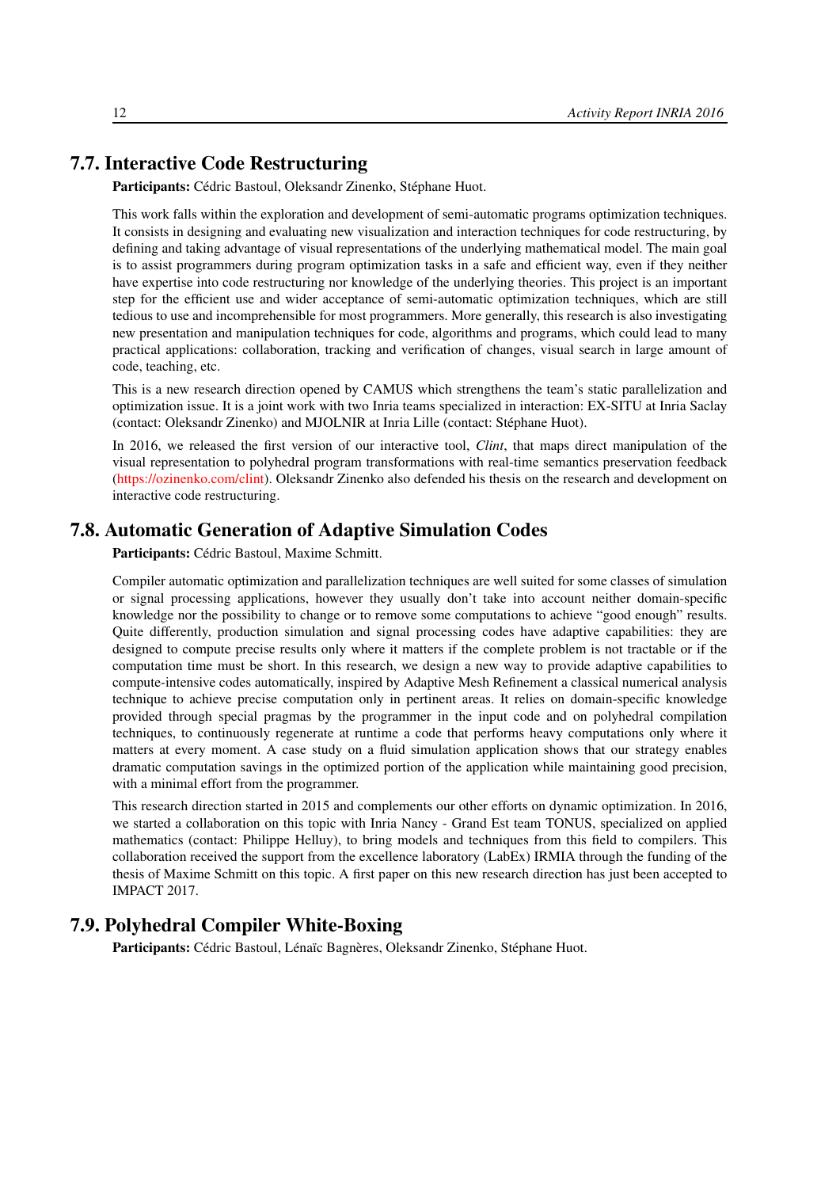## 7.7. Interactive Code Restructuring

**Participants:** Cédric Bastoul, Oleksandr Zinenko, Stéphane Huot.

This work falls within the exploration and development of semi-automatic programs optimization techniques. It consists in designing and evaluating new visualization and interaction techniques for code restructuring, by defining and taking advantage of visual representations of the underlying mathematical model. The main goal is to assist programmers during program optimization tasks in a safe and efficient way, even if they neither have expertise into code restructuring nor knowledge of the underlying theories. This project is an important step for the efficient use and wider acceptance of semi-automatic optimization techniques, which are still tedious to use and incomprehensible for most programmers. More generally, this research is also investigating new presentation and manipulation techniques for code, algorithms and programs, which could lead to many practical applications: collaboration, tracking and verification of changes, visual search in large amount of code, teaching, etc.

This is a new research direction opened by CAMUS which strengthens the team's static parallelization and optimization issue. It is a joint work with two Inria teams specialized in interaction: EX-SITU at Inria Saclay (contact: Oleksandr Zinenko) and MJOLNIR at Inria Lille (contact: Stéphane Huot).

In 2016, we released the first version of our interactive tool, *Clint*, that maps direct manipulation of the visual representation to polyhedral program transformations with real-time semantics preservation feedback (https://ozinenko.com/clint). Oleksandr Zinenko also defended his thesis on the research and development on interactive code restructuring.

## 7.8. Automatic Generation of Adaptive Simulation Codes

**Participants:** Cédric Bastoul, Maxime Schmitt.

Compiler automatic optimization and parallelization techniques are well suited for some classes of simulation or signal processing applications, however they usually don't take into account neither domain-specific knowledge nor the possibility to change or to remove some computations to achieve "good enough" results. Quite differently, production simulation and signal processing codes have adaptive capabilities: they are designed to compute precise results only where it matters if the complete problem is not tractable or if the computation time must be short. In this research, we design a new way to provide adaptive capabilities to compute-intensive codes automatically, inspired by Adaptive Mesh Refinement a classical numerical analysis technique to achieve precise computation only in pertinent areas. It relies on domain-specific knowledge provided through special pragmas by the programmer in the input code and on polyhedral compilation techniques, to continuously regenerate at runtime a code that performs heavy computations only where it matters at every moment. A case study on a fluid simulation application shows that our strategy enables dramatic computation savings in the optimized portion of the application while maintaining good precision, with a minimal effort from the programmer.

This research direction started in 2015 and complements our other efforts on dynamic optimization. In 2016, we started a collaboration on this topic with Inria Nancy - Grand Est team TONUS, specialized on applied mathematics (contact: Philippe Helluy), to bring models and techniques from this field to compilers. This collaboration received the support from the excellence laboratory (LabEx) IRMIA through the funding of the thesis of Maxime Schmitt on this topic. A first paper on this new research direction has just been accepted to IMPACT 2017.

## 7.9. Polyhedral Compiler White-Boxing

**Participants:** Cédric Bastoul, Lénaïc Bagnères, Oleksandr Zinenko, Stéphane Huot.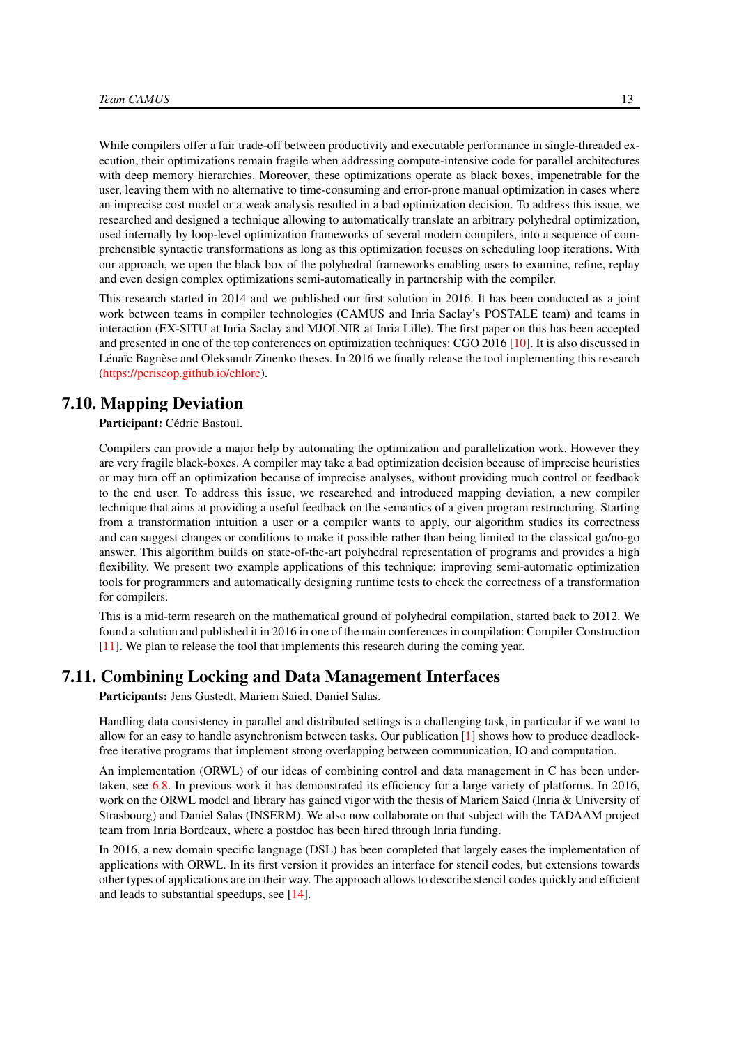While compilers offer a fair trade-off between productivity and executable performance in single-threaded execution, their optimizations remain fragile when addressing compute-intensive code for parallel architectures with deep memory hierarchies. Moreover, these optimizations operate as black boxes, impenetrable for the user, leaving them with no alternative to time-consuming and error-prone manual optimization in cases where an imprecise cost model or a weak analysis resulted in a bad optimization decision. To address this issue, we researched and designed a technique allowing to automatically translate an arbitrary polyhedral optimization, used internally by loop-level optimization frameworks of several modern compilers, into a sequence of comprehensible syntactic transformations as long as this optimization focuses on scheduling loop iterations. With our approach, we open the black box of the polyhedral frameworks enabling users to examine, refine, replay and even design complex optimizations semi-automatically in partnership with the compiler.

This research started in 2014 and we published our first solution in 2016. It has been conducted as a joint work between teams in compiler technologies (CAMUS and Inria Saclay's POSTALE team) and teams in interaction (EX-SITU at Inria Saclay and MJOLNIR at Inria Lille). The first paper on this has been accepted and presented in one of the top conferences on optimization techniques: CGO 2016 [10]. It is also discussed in Lénaïc Bagnèse and Oleksandr Zinenko theses. In 2016 we finally release the tool implementing this research (https://periscop.github.io/chlore).

## 7.10. Mapping Deviation

**Participant:** Cédric Bastoul.

Compilers can provide a major help by automating the optimization and parallelization work. However they are very fragile black-boxes. A compiler may take a bad optimization decision because of imprecise heuristics or may turn off an optimization because of imprecise analyses, without providing much control or feedback to the end user. To address this issue, we researched and introduced mapping deviation, a new compiler technique that aims at providing a useful feedback on the semantics of a given program restructuring. Starting from a transformation intuition a user or a compiler wants to apply, our algorithm studies its correctness and can suggest changes or conditions to make it possible rather than being limited to the classical go/no-go answer. This algorithm builds on state-of-the-art polyhedral representation of programs and provides a high flexibility. We present two example applications of this technique: improving semi-automatic optimization tools for programmers and automatically designing runtime tests to check the correctness of a transformation for compilers.

This is a mid-term research on the mathematical ground of polyhedral compilation, started back to 2012. We found a solution and published it in 2016 in one of the main conferences in compilation: Compiler Construction [11]. We plan to release the tool that implements this research during the coming year.

## 7.11. Combining Locking and Data Management Interfaces

**Participants:** Jens Gustedt, Mariem Saied, Daniel Salas.

Handling data consistency in parallel and distributed settings is a challenging task, in particular if we want to allow for an easy to handle asynchronism between tasks. Our publication [1] shows how to produce deadlock-free iterative programs that implement strong overlapping between communication, IO and computation.

An implementation (ORWL) of our ideas of combining control and data management in C has been undertaken, see 6.8. In previous work it has demonstrated its efficiency for a large variety of platforms. In 2016, work on the ORWL model and library has gained vigor with the thesis of Mariem Saied (Inria & University of Strasbourg) and Daniel Salas (INSERM). We also now collaborate on that subject with the TADAAM project team from Inria Bordeaux, where a postdoc has been hired through Inria funding.

In 2016, a new domain specific language (DSL) has been completed that largely eases the implementation of applications with ORWL. In its first version it provides an interface for stencil codes, but extensions towards other types of applications are on their way. The approach allows to describe stencil codes quickly and efficient and leads to substantial speedups, see [14].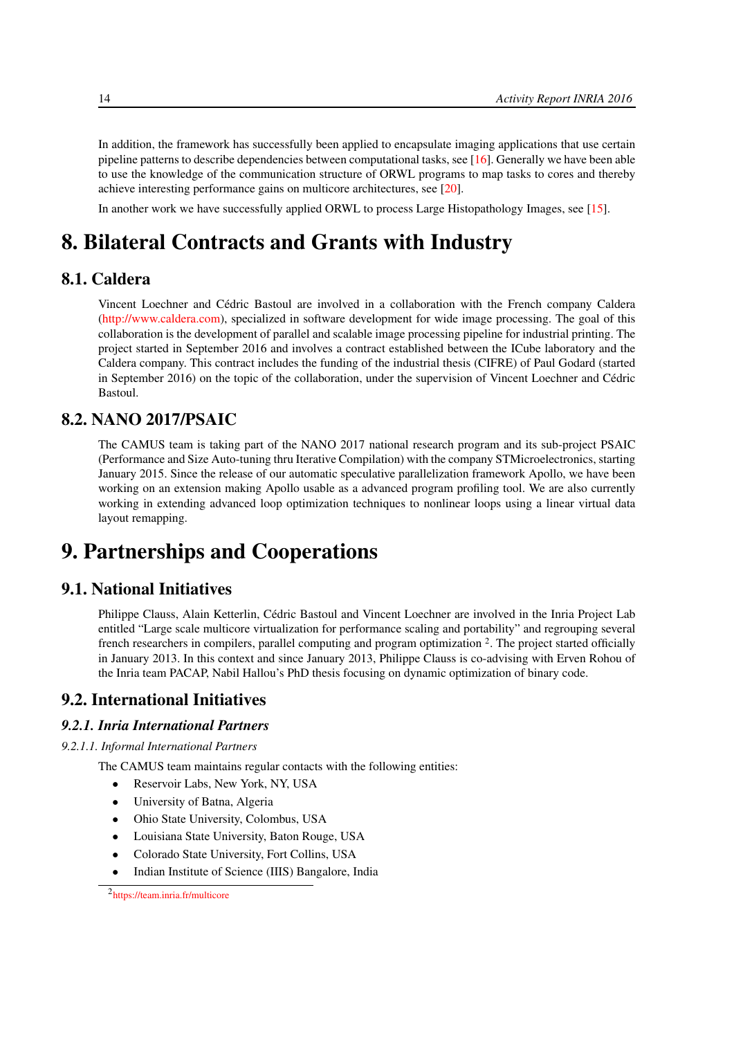In addition, the framework has successfully been applied to encapsulate imaging applications that use certain pipeline patterns to describe dependencies between computational tasks, see [16]. Generally we have been able to use the knowledge of the communication structure of ORWL programs to map tasks to cores and thereby achieve interesting performance gains on multicore architectures, see [20].

In another work we have successfully applied ORWL to process Large Histopathology Images, see [15].

# 8. Bilateral Contracts and Grants with Industry

## 8.1. Caldera

Vincent Loechner and Cédric Bastoul are involved in a collaboration with the French company Caldera (http://www.caldera.com), specialized in software development for wide image processing. The goal of this collaboration is the development of parallel and scalable image processing pipeline for industrial printing. The project started in September 2016 and involves a contract established between the ICube laboratory and the Caldera company. This contract includes the funding of the industrial thesis (CIFRE) of Paul Godard (started in September 2016) on the topic of the collaboration, under the supervision of Vincent Loechner and Cédric Bastoul.

## 8.2. NANO 2017/PSAIC

The CAMUS team is taking part of the NANO 2017 national research program and its sub-project PSAIC (Performance and Size Auto-tuning thru Iterative Compilation) with the company STMicroelectronics, starting January 2015. Since the release of our automatic speculative parallelization framework Apollo, we have been working on an extension making Apollo usable as a advanced program profiling tool. We are also currently working in extending advanced loop optimization techniques to nonlinear loops using a linear virtual data layout remapping.

# 9. Partnerships and Cooperations

## 9.1. National Initiatives

Philippe Clauss, Alain Ketterlin, Cédric Bastoul and Vincent Loechner are involved in the Inria Project Lab entitled “Large scale multicore virtualization for performance scaling and portability” and regrouping several french researchers in compilers, parallel computing and program optimization [2]. The project started officially in January 2013. In this context and since January 2013, Philippe Clauss is co-advising with Erven Rohou of the Inria team PACAP, Nabil Hallou’s PhD thesis focusing on dynamic optimization of binary code.

## 9.2. International Initiatives

### *9.2.1. Inria International Partners*

#### *9.2.1.1. Informal International Partners*

The CAMUS team maintains regular contacts with the following entities:

- Reservoir Labs, New York, NY, USA
- University of Batna, Algeria
- Ohio State University, Colombus, USA
- Louisiana State University, Baton Rouge, USA
- Colorado State University, Fort Collins, USA
- Indian Institute of Science (IIS) Bangalore, India

[2] https://team.inria.fr/multicore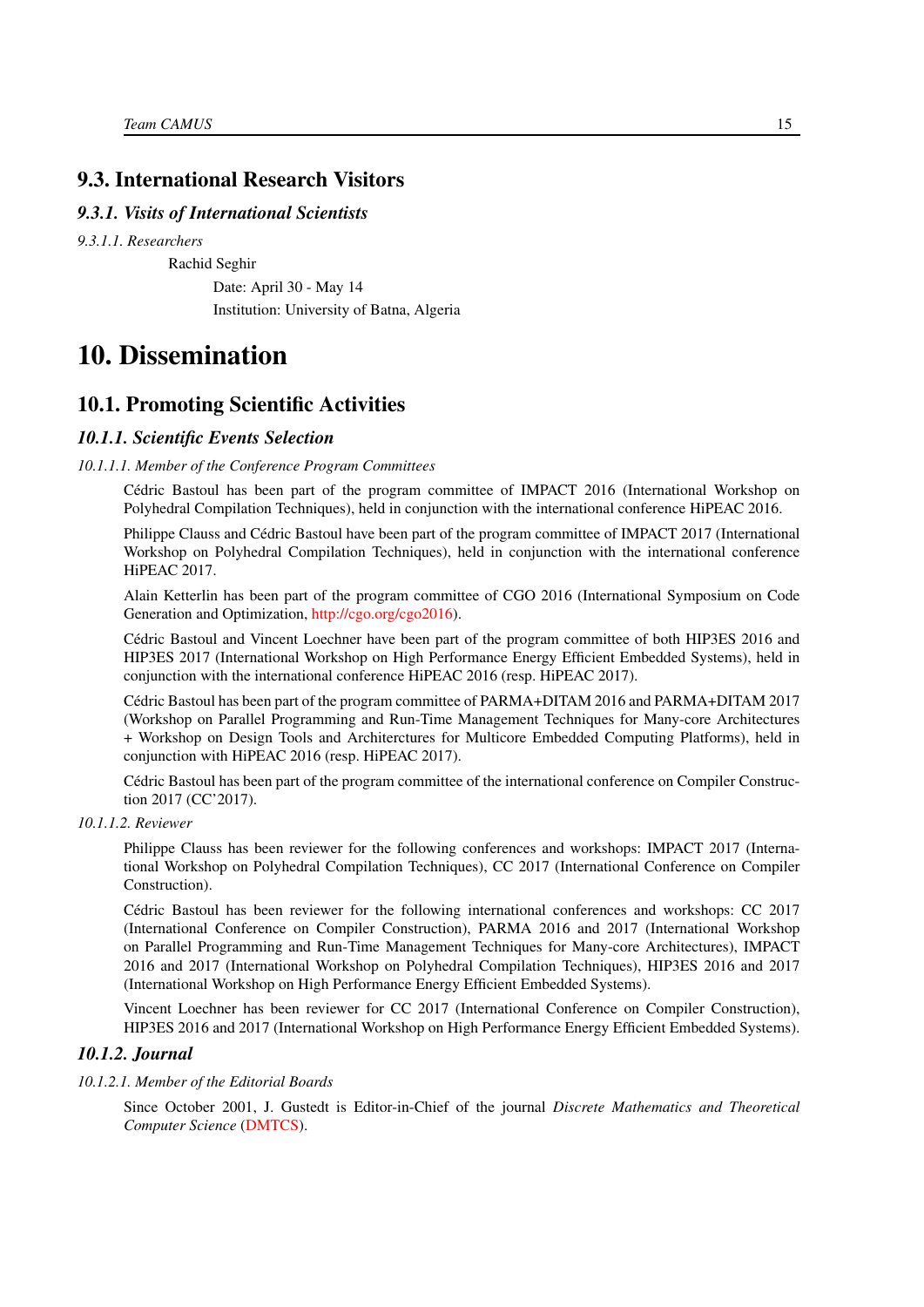## 9.3. International Research Visitors

### *9.3.1. Visits of International Scientists*

*9.3.1.1. Researchers*

Rachid Seghir

Date: April 30 - May 14

Institution: University of Batna, Algeria

# 10. Dissemination

## 10.1. Promoting Scientific Activities

### *10.1.1. Scientific Events Selection*

*10.1.1.1. Member of the Conference Program Committees*

Cédric Bastoul has been part of the program committee of IMPACT 2016 (International Workshop on Polyhedral Compilation Techniques), held in conjunction with the international conference HiPEAC 2016.

Philippe Clauss and Cédric Bastoul have been part of the program committee of IMPACT 2017 (International Workshop on Polyhedral Compilation Techniques), held in conjunction with the international conference HiPEAC 2017.

Alain Ketterlin has been part of the program committee of CGO 2016 (International Symposium on Code Generation and Optimization, http://cgo.org/cgo2016).

Cédric Bastoul and Vincent Loechner have been part of the program committee of both HIP3ES 2016 and HIP3ES 2017 (International Workshop on High Performance Energy Efficient Embedded Systems), held in conjunction with the international conference HiPEAC 2016 (resp. HiPEAC 2017).

Cédric Bastoul has been part of the program committee of PARMA+DITAM 2016 and PARMA+DITAM 2017 (Workshop on Parallel Programming and Run-Time Management Techniques for Many-core Architectures + Workshop on Design Tools and Architerctures for Multicore Embedded Computing Platforms), held in conjunction with HiPEAC 2016 (resp. HiPEAC 2017).

Cédric Bastoul has been part of the program committee of the international conference on Compiler Construction 2017 (CC'2017).

*10.1.1.2. Reviewer*

Philippe Clauss has been reviewer for the following conferences and workshops: IMPACT 2017 (International Workshop on Polyhedral Compilation Techniques), CC 2017 (International Conference on Compiler Construction).

Cédric Bastoul has been reviewer for the following international conferences and workshops: CC 2017 (International Conference on Compiler Construction), PARMA 2016 and 2017 (International Workshop on Parallel Programming and Run-Time Management Techniques for Many-core Architectures), IMPACT 2016 and 2017 (International Workshop on Polyhedral Compilation Techniques), HIP3ES 2016 and 2017 (International Workshop on High Performance Energy Efficient Embedded Systems).

Vincent Loechner has been reviewer for CC 2017 (International Conference on Compiler Construction), HIP3ES 2016 and 2017 (International Workshop on High Performance Energy Efficient Embedded Systems).

### *10.1.2. Journal*

*10.1.2.1. Member of the Editorial Boards*

Since October 2001, J. Gustedt is Editor-in-Chief of the journal *Discrete Mathematics and Theoretical Computer Science* (DMTCS).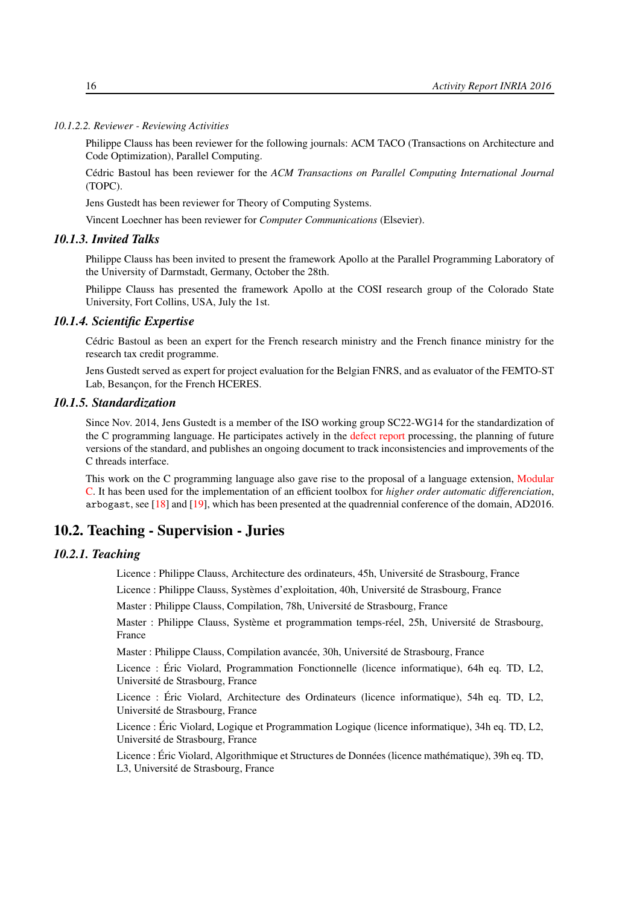##### 10.1.2.2. Reviewer - Reviewing Activities

Philippe Clauss has been reviewer for the following journals: ACM TACO (Transactions on Architecture and Code Optimization), Parallel Computing.

Cédric Bastoul has been reviewer for the *ACM Transactions on Parallel Computing International Journal* (TOPC).

Jens Gustedt has been reviewer for Theory of Computing Systems.

Vincent Loechner has been reviewer for *Computer Communications* (Elsevier).

#### 10.1.3. Invited Talks

Philippe Clauss has been invited to present the framework Apollo at the Parallel Programming Laboratory of the University of Darmstadt, Germany, October the 28th.

Philippe Clauss has presented the framework Apollo at the COSI research group of the Colorado State University, Fort Collins, USA, July the 1st.

#### 10.1.4. Scientific Expertise

Cédric Bastoul as been an expert for the French research ministry and the French finance ministry for the research tax credit programme.

Jens Gustedt served as expert for project evaluation for the Belgian FNRS, and as evaluator of the FEMTO-ST Lab, Besançon, for the French HCERES.

#### 10.1.5. Standardization

Since Nov. 2014, Jens Gustedt is a member of the ISO working group SC22-WG14 for the standardization of the C programming language. He participates actively in the defect report processing, the planning of future versions of the standard, and publishes an ongoing document to track inconsistencies and improvements of the C threads interface.

This work on the C programming language also gave rise to the proposal of a language extension, Modular C. It has been used for the implementation of an efficient toolbox for *higher order automatic differenciation*, `arbogast`, see [18] and [19], which has been presented at the quadrennial conference of the domain, AD2016.

### 10.2. Teaching - Supervision - Juries

#### 10.2.1. Teaching

Licence : Philippe Clauss, Architecture des ordinateurs, 45h, Université de Strasbourg, France

Licence : Philippe Clauss, Systèmes d'exploitation, 40h, Université de Strasbourg, France

Master : Philippe Clauss, Compilation, 78h, Université de Strasbourg, France

Master : Philippe Clauss, Système et programmation temps-réel, 25h, Université de Strasbourg, France

Master : Philippe Clauss, Compilation avancée, 30h, Université de Strasbourg, France

Licence : Éric Violard, Programmation Fonctionnelle (licence informatique), 64h eq. TD, L2, Université de Strasbourg, France

Licence : Éric Violard, Architecture des Ordinateurs (licence informatique), 54h eq. TD, L2, Université de Strasbourg, France

Licence : Éric Violard, Logique et Programmation Logique (licence informatique), 34h eq. TD, L2, Université de Strasbourg, France

Licence : Éric Violard, Algorithmique et Structures de Données (licence mathématique), 39h eq. TD, L3, Université de Strasbourg, France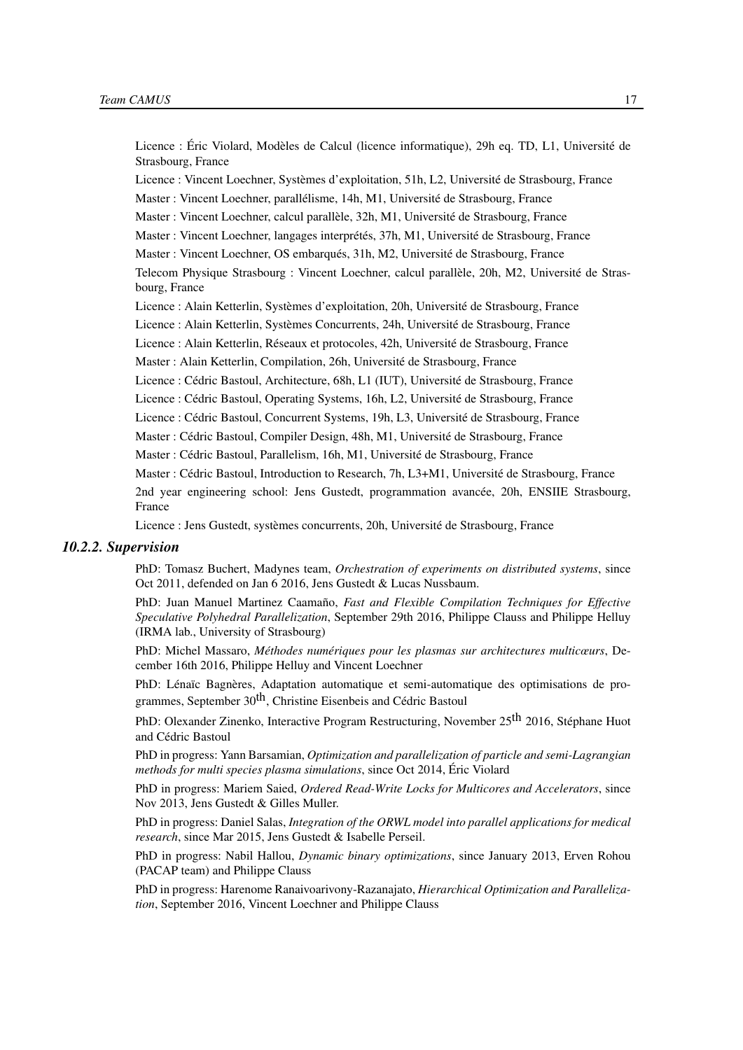Licence : Éric Violard, Modèles de Calcul (licence informatique), 29h eq. TD, L1, Université de Strasbourg, France

Licence : Vincent Loechner, Systèmes d'exploitation, 51h, L2, Université de Strasbourg, France

Master : Vincent Loechner, parallélisme, 14h, M1, Université de Strasbourg, France

Master : Vincent Loechner, calcul parallèle, 32h, M1, Université de Strasbourg, France

Master : Vincent Loechner, langages interprétés, 37h, M1, Université de Strasbourg, France

Master : Vincent Loechner, OS embarqués, 31h, M2, Université de Strasbourg, France

Telecom Physique Strasbourg : Vincent Loechner, calcul parallèle, 20h, M2, Université de Strasbourg, France

Licence : Alain Ketterlin, Systèmes d'exploitation, 20h, Université de Strasbourg, France

Licence : Alain Ketterlin, Systèmes Concurrents, 24h, Université de Strasbourg, France

Licence : Alain Ketterlin, Réseaux et protocoles, 42h, Université de Strasbourg, France

Master : Alain Ketterlin, Compilation, 26h, Université de Strasbourg, France

Licence : Cédric Bastoul, Architecture, 68h, L1 (IUT), Université de Strasbourg, France

Licence : Cédric Bastoul, Operating Systems, 16h, L2, Université de Strasbourg, France

Licence : Cédric Bastoul, Concurrent Systems, 19h, L3, Université de Strasbourg, France

Master : Cédric Bastoul, Compiler Design, 48h, M1, Université de Strasbourg, France

Master : Cédric Bastoul, Parallelism, 16h, M1, Université de Strasbourg, France

Master : Cédric Bastoul, Introduction to Research, 7h, L3+M1, Université de Strasbourg, France

2nd year engineering school: Jens Gustedt, programmation avancée, 20h, ENSIIE Strasbourg, France

Licence : Jens Gustedt, systèmes concurrents, 20h, Université de Strasbourg, France

#### *10.2.2. Supervision*

PhD: Tomasz Buchert, Madynes team, *Orchestration of experiments on distributed systems*, since Oct 2011, defended on Jan 6 2016, Jens Gustedt & Lucas Nussbaum.

PhD: Juan Manuel Martinez Caamaño, *Fast and Flexible Compilation Techniques for Effective Speculative Polyhedral Parallelization*, September 29th 2016, Philippe Clauss and Philippe Helluy (IRMA lab., University of Strasbourg)

PhD: Michel Massaro, *Méthodes numériques pour les plasmas sur architectures multicœurs*, December 16th 2016, Philippe Helluy and Vincent Loechner

PhD: Lénaïc Bagnères, Adaptation automatique et semi-automatique des optimisations de programmes, September 30th, Christine Eisenbeis and Cédric Bastoul

PhD: Olexander Zinenko, Interactive Program Restructuring, November 25th 2016, Stéphane Huot and Cédric Bastoul

PhD in progress: Yann Barsamian, *Optimization and parallelization of particle and semi-Lagrangian methods for multi species plasma simulations*, since Oct 2014, Éric Violard

PhD in progress: Mariem Saied, *Ordered Read-Write Locks for Multicores and Accelerators*, since Nov 2013, Jens Gustedt & Gilles Muller.

PhD in progress: Daniel Salas, *Integration of the ORWL model into parallel applications for medical research*, since Mar 2015, Jens Gustedt & Isabelle Perseil.

PhD in progress: Nabil Hallou, *Dynamic binary optimizations*, since January 2013, Erven Rohou (PACAP team) and Philippe Clauss

PhD in progress: Harenome Ranaivoarivony-Razanajato, *Hierarchical Optimization and Parallelization*, September 2016, Vincent Loechner and Philippe Clauss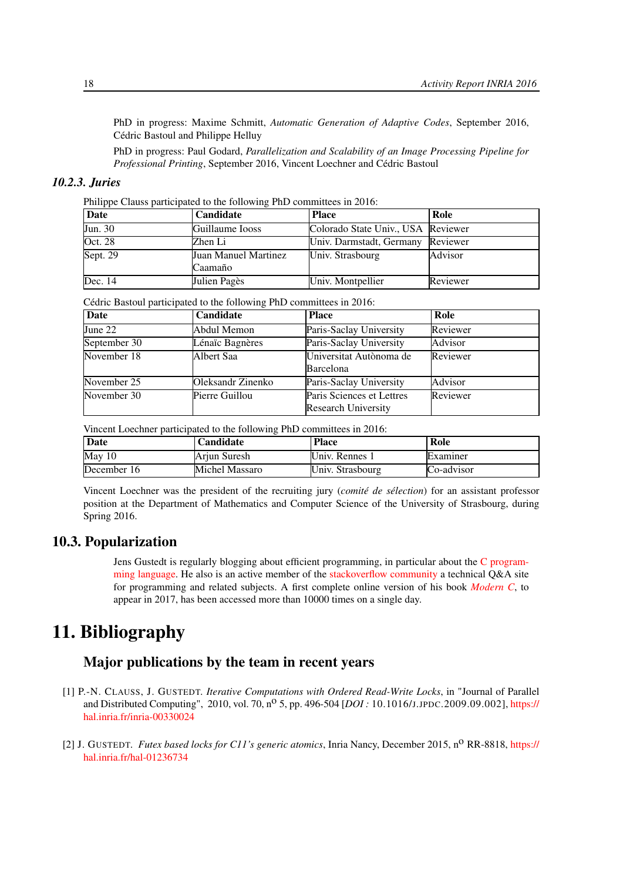PhD in progress: Maxime Schmitt, *Automatic Generation of Adaptive Codes*, September 2016, Cédric Bastoul and Philippe Helluy

PhD in progress: Paul Godard, *Parallelization and Scalability of an Image Processing Pipeline for Professional Printing*, September 2016, Vincent Loechner and Cédric Bastoul

### *10.2.3. Juries*

Philippe Clauss participated to the following PhD committees in 2016:

| Date | Candidate | Place | Role |
|---|---|---|---|
| Jun. 30 | Guillaume Iooss | Colorado State Univ., USA | Reviewer |
| Oct. 28 | Zhen Li | Univ. Darmstadt, Germany | Reviewer |
| Sept. 29 | Juan Manuel Martinez Caamaño | Univ. Strasbourg | Advisor |
| Dec. 14 | Julien Pagès | Univ. Montpellier | Reviewer |

Cédric Bastoul participated to the following PhD committees in 2016:

| Date | Candidate | Place | Role |
|---|---|---|---|
| June 22 | Abdul Memon | Paris-Saclay University | Reviewer |
| September 30 | Lénaïc Bagnères | Paris-Saclay University | Advisor |
| November 18 | Albert Saa | Universitat Autònoma de Barcelona | Reviewer |
| November 25 | Oleksandr Zinenko | Paris-Saclay University | Advisor |
| November 30 | Pierre Guillou | Paris Sciences et Lettres Research University | Reviewer |

Vincent Loechner participated to the following PhD committees in 2016:

| Date | Candidate | Place | Role |
|---|---|---|---|
| May 10 | Arjun Suresh | Univ. Rennes 1 | Examiner |
| December 16 | Michel Massaro | Univ. Strasbourg | Co-advisor |

Vincent Loechner was the president of the recruiting jury (*comité de sélection*) for an assistant professor position at the Department of Mathematics and Computer Science of the University of Strasbourg, during Spring 2016.

## 10.3. Popularization

Jens Gustedt is regularly blogging about efficient programming, in particular about the C programming language. He also is an active member of the stackoverflow community a technical Q&A site for programming and related subjects. A first complete online version of his book *Modern C*, to appear in 2017, has been accessed more than 10000 times on a single day.

# 11. Bibliography

## Major publications by the team in recent years

[1] P.-N. CLAUSS, J. GUSTEDT. *Iterative Computations with Ordered Read-Write Locks*, in "Journal of Parallel and Distributed Computing", 2010, vol. 70, n° 5, pp. 496-504 [*DOI :* 10.1016/J.JPDC.2009.09.002], https://hal.inria.fr/inria-00330024

[2] J. GUSTEDT. *Futex based locks for C11's generic atomics*, Inria Nancy, December 2015, n° RR-8818, https://hal.inria.fr/hal-01236734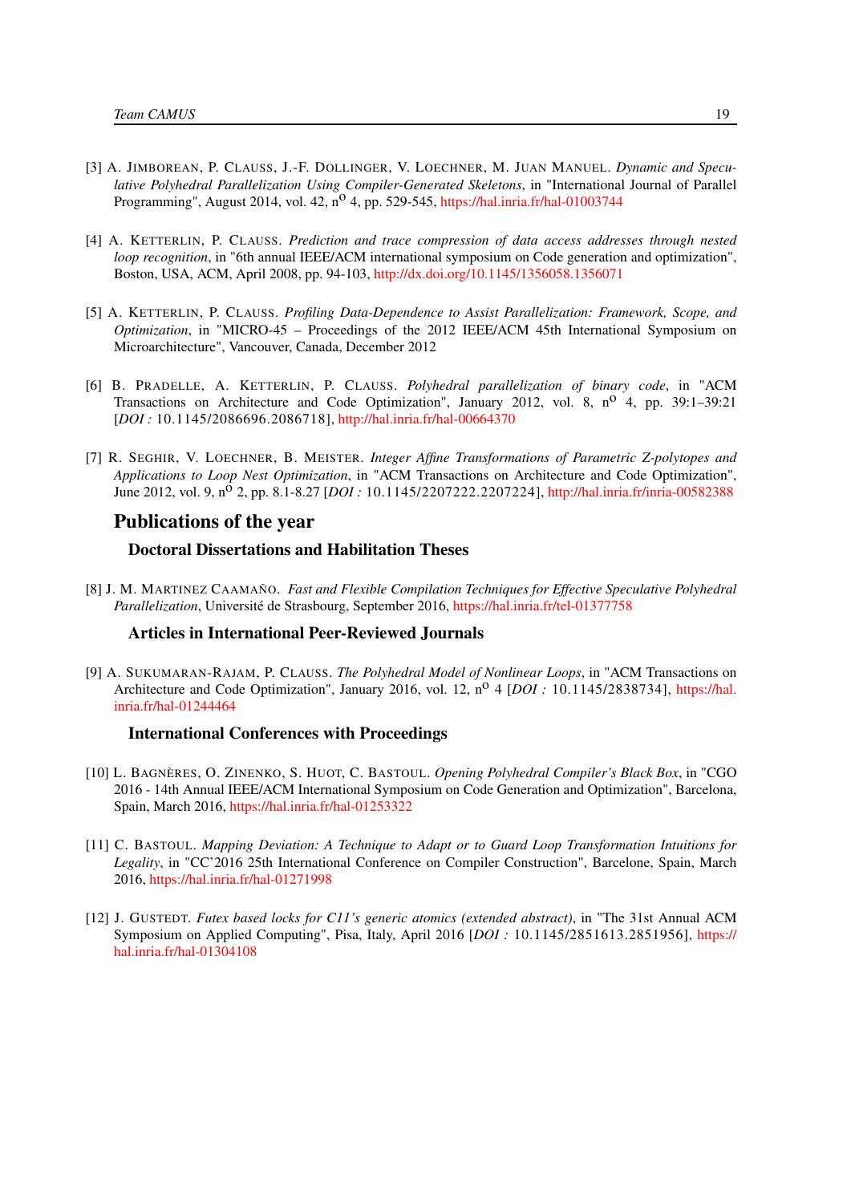[3] A. JIMBOREAN, P. CLAUSS, J.-F. DOLLINGER, V. LOECHNER, M. JUAN MANUEL. *Dynamic and Speculative Polyhedral Parallelization Using Compiler-Generated Skeletons*, in "International Journal of Parallel Programming", August 2014, vol. 42, n$^{o}$ 4, pp. 529-545, https://hal.inria.fr/hal-01003744

[4] A. KETTERLIN, P. CLAUSS. *Prediction and trace compression of data access addresses through nested loop recognition*, in "6th annual IEEE/ACM international symposium on Code generation and optimization", Boston, USA, ACM, April 2008, pp. 94-103, http://dx.doi.org/10.1145/1356058.1356071

[5] A. KETTERLIN, P. CLAUSS. *Profiling Data-Dependence to Assist Parallelization: Framework, Scope, and Optimization*, in "MICRO-45 – Proceedings of the 2012 IEEE/ACM 45th International Symposium on Microarchitecture", Vancouver, Canada, December 2012

[6] B. PRADELLE, A. KETTERLIN, P. CLAUSS. *Polyhedral parallelization of binary code*, in "ACM Transactions on Architecture and Code Optimization", January 2012, vol. 8, n$^{o}$ 4, pp. 39:1–39:21 [*DOI :* 10.1145/2086696.2086718], http://hal.inria.fr/hal-00664370

[7] R. SEGHIR, V. LOECHNER, B. MEISTER. *Integer Affine Transformations of Parametric Z-polytopes and Applications to Loop Nest Optimization*, in "ACM Transactions on Architecture and Code Optimization", June 2012, vol. 9, n$^{o}$ 2, pp. 8.1-8.27 [*DOI :* 10.1145/2207222.2207224], http://hal.inria.fr/inria-00582388

## Publications of the year

### Doctoral Dissertations and Habilitation Theses

[8] J. M. MARTINEZ CAAMAÑO. *Fast and Flexible Compilation Techniques for Effective Speculative Polyhedral Parallelization*, Université de Strasbourg, September 2016, https://hal.inria.fr/tel-01377758

### Articles in International Peer-Reviewed Journals

[9] A. SUKUMARAN-RAJAM, P. CLAUSS. *The Polyhedral Model of Nonlinear Loops*, in "ACM Transactions on Architecture and Code Optimization", January 2016, vol. 12, n$^{o}$ 4 [*DOI :* 10.1145/2838734], https://hal.inria.fr/hal-01244464

### International Conferences with Proceedings

[10] L. BAGNÈRES, O. ZINENKO, S. HUOT, C. BASTOUL. *Opening Polyhedral Compiler's Black Box*, in "CGO 2016 - 14th Annual IEEE/ACM International Symposium on Code Generation and Optimization", Barcelona, Spain, March 2016, https://hal.inria.fr/hal-01253322

[11] C. BASTOUL. *Mapping Deviation: A Technique to Adapt or to Guard Loop Transformation Intuitions for Legality*, in "CC'2016 25th International Conference on Compiler Construction", Barcelone, Spain, March 2016, https://hal.inria.fr/hal-01271998

[12] J. GUSTEDT. *Futex based locks for C11's generic atomics (extended abstract)*, in "The 31st Annual ACM Symposium on Applied Computing", Pisa, Italy, April 2016 [*DOI :* 10.1145/2851613.2851956], https://hal.inria.fr/hal-01304108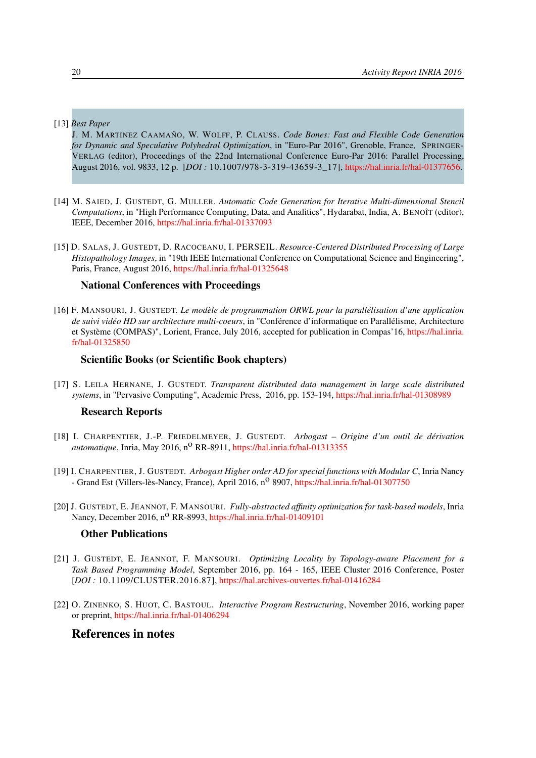[13] *Best Paper*
J. M. Martinez Caamaño, W. Wolff, P. Clauss. *Code Bones: Fast and Flexible Code Generation for Dynamic and Speculative Polyhedral Optimization*, in "Euro-Par 2016", Grenoble, France, Springer-Verlag (editor), Proceedings of the 22nd International Conference Euro-Par 2016: Parallel Processing, August 2016, vol. 9833, 12 p. [*DOI :* 10.1007/978-3-319-43659-3_17], https://hal.inria.fr/hal-01377656.

[14] M. Saied, J. Gustedt, G. Muller. *Automatic Code Generation for Iterative Multi-dimensional Stencil Computations*, in "High Performance Computing, Data, and Analitics", Hydarabat, India, A. Benoît (editor), IEEE, December 2016, https://hal.inria.fr/hal-01337093

[15] D. Salas, J. Gustedt, D. Racoceanu, I. Perseil. *Resource-Centered Distributed Processing of Large Histopathology Images*, in "19th IEEE International Conference on Computational Science and Engineering", Paris, France, August 2016, https://hal.inria.fr/hal-01325648

### National Conferences with Proceedings

[16] F. Mansouri, J. Gustedt. *Le modèle de programmation ORWL pour la parallélisation d'une application de suivi vidéo HD sur architecture multi-coeurs*, in "Conférence d'informatique en Parallélisme, Architecture et Système (COMPAS)", Lorient, France, July 2016, accepted for publication in Compas'16, https://hal.inria.fr/hal-01325850

### Scientific Books (or Scientific Book chapters)

[17] S. Leila Hernane, J. Gustedt. *Transparent distributed data management in large scale distributed systems*, in "Pervasive Computing", Academic Press, 2016, pp. 153-194, https://hal.inria.fr/hal-01308989

### Research Reports

[18] I. Charpentier, J.-P. Friedelmeyer, J. Gustedt. *Arbogast – Origine d'un outil de dérivation automatique*, Inria, May 2016, n$^{o}$ RR-8911, https://hal.inria.fr/hal-01313355

[19] I. Charpentier, J. Gustedt. *Arbogast Higher order AD for special functions with Modular C*, Inria Nancy - Grand Est (Villers-lès-Nancy, France), April 2016, n$^{o}$ 8907, https://hal.inria.fr/hal-01307750

[20] J. Gustedt, E. Jeannot, F. Mansouri. *Fully-abstracted affinity optimization for task-based models*, Inria Nancy, December 2016, n$^{o}$ RR-8993, https://hal.inria.fr/hal-01409101

### Other Publications

[21] J. Gustedt, E. Jeannot, F. Mansouri. *Optimizing Locality by Topology-aware Placement for a Task Based Programming Model*, September 2016, pp. 164 - 165, IEEE Cluster 2016 Conference, Poster [*DOI :* 10.1109/CLUSTER.2016.87], https://hal.archives-ouvertes.fr/hal-01416284

[22] O. Zinenko, S. Huot, C. Bastoul. *Interactive Program Restructuring*, November 2016, working paper or preprint, https://hal.inria.fr/hal-01406294

## References in notes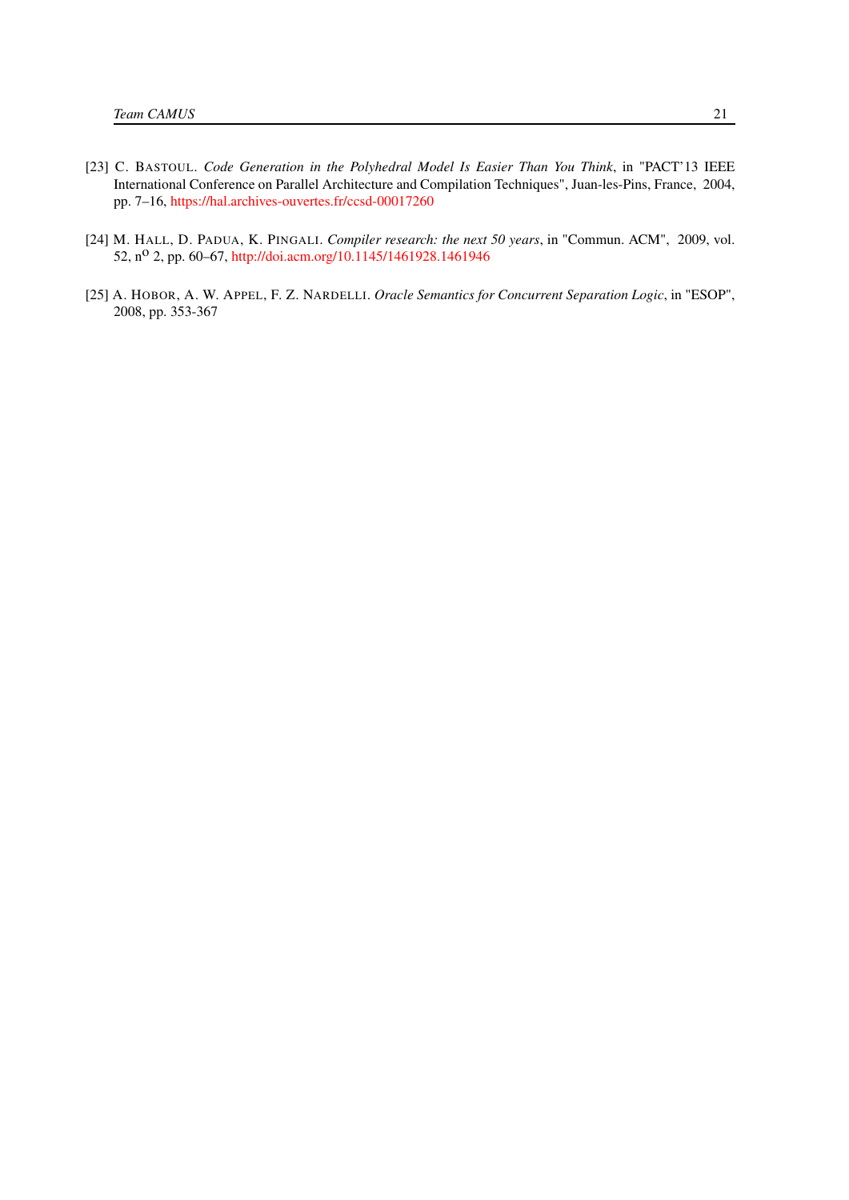[23] C. BASTOUL. *Code Generation in the Polyhedral Model Is Easier Than You Think*, in "PACT'13 IEEE International Conference on Parallel Architecture and Compilation Techniques", Juan-les-Pins, France, 2004, pp. 7–16, https://hal.archives-ouvertes.fr/ccsd-00017260

[24] M. HALL, D. PADUA, K. PINGALI. *Compiler research: the next 50 years*, in "Commun. ACM", 2009, vol. 52, n$^{o}$ 2, pp. 60–67, http://doi.acm.org/10.1145/1461928.1461946

[25] A. HOBOR, A. W. APPEL, F. Z. NARDELLI. *Oracle Semantics for Concurrent Separation Logic*, in "ESOP", 2008, pp. 353-367